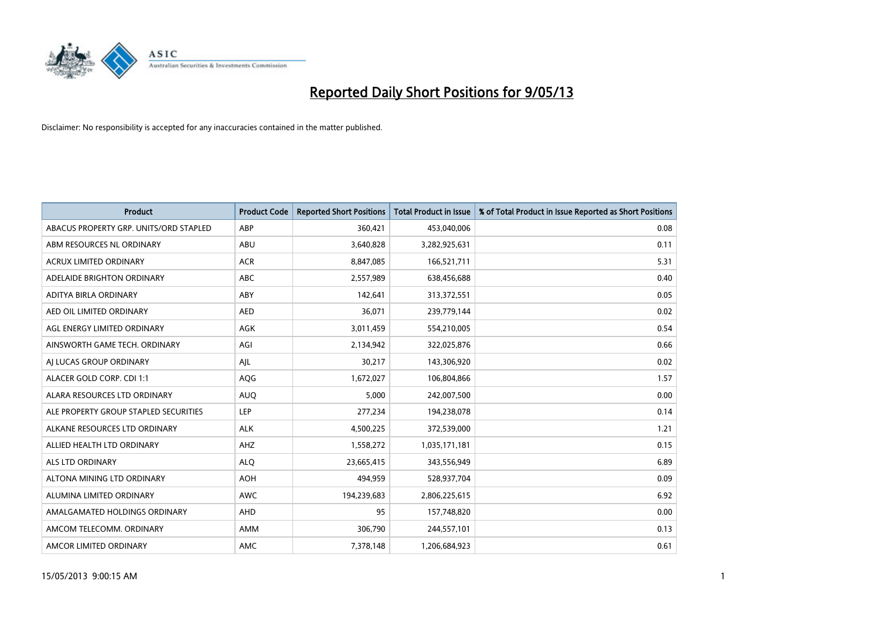# Reported Daily Short Positions for 9/05/13

Disclaimer: No responsibility is accepted for any inaccuracies contained in the matter published.

| Product | Product Code | Reported Short Positions | Total Product in Issue | % of Total Product in Issue Reported as Short Positions |
|---|---|---|---|---|
| ABACUS PROPERTY GRP. UNITS/ORD STAPLED | ABP | 360,421 | 453,040,006 | 0.08 |
| ABM RESOURCES NL ORDINARY | ABU | 3,640,828 | 3,282,925,631 | 0.11 |
| ACRUX LIMITED ORDINARY | ACR | 8,847,085 | 166,521,711 | 5.31 |
| ADELAIDE BRIGHTON ORDINARY | ABC | 2,557,989 | 638,456,688 | 0.40 |
| ADITYA BIRLA ORDINARY | ABY | 142,641 | 313,372,551 | 0.05 |
| AED OIL LIMITED ORDINARY | AED | 36,071 | 239,779,144 | 0.02 |
| AGL ENERGY LIMITED ORDINARY | AGK | 3,011,459 | 554,210,005 | 0.54 |
| AINSWORTH GAME TECH. ORDINARY | AGI | 2,134,942 | 322,025,876 | 0.66 |
| AJ LUCAS GROUP ORDINARY | AJL | 30,217 | 143,306,920 | 0.02 |
| ALACER GOLD CORP. CDI 1:1 | AQG | 1,672,027 | 106,804,866 | 1.57 |
| ALARA RESOURCES LTD ORDINARY | AUQ | 5,000 | 242,007,500 | 0.00 |
| ALE PROPERTY GROUP STAPLED SECURITIES | LEP | 277,234 | 194,238,078 | 0.14 |
| ALKANE RESOURCES LTD ORDINARY | ALK | 4,500,225 | 372,539,000 | 1.21 |
| ALLIED HEALTH LTD ORDINARY | AHZ | 1,558,272 | 1,035,171,181 | 0.15 |
| ALS LTD ORDINARY | ALQ | 23,665,415 | 343,556,949 | 6.89 |
| ALTONA MINING LTD ORDINARY | AOH | 494,959 | 528,937,704 | 0.09 |
| ALUMINA LIMITED ORDINARY | AWC | 194,239,683 | 2,806,225,615 | 6.92 |
| AMALGAMATED HOLDINGS ORDINARY | AHD | 95 | 157,748,820 | 0.00 |
| AMCOM TELECOMM. ORDINARY | AMM | 306,790 | 244,557,101 | 0.13 |
| AMCOR LIMITED ORDINARY | AMC | 7,378,148 | 1,206,684,923 | 0.61 |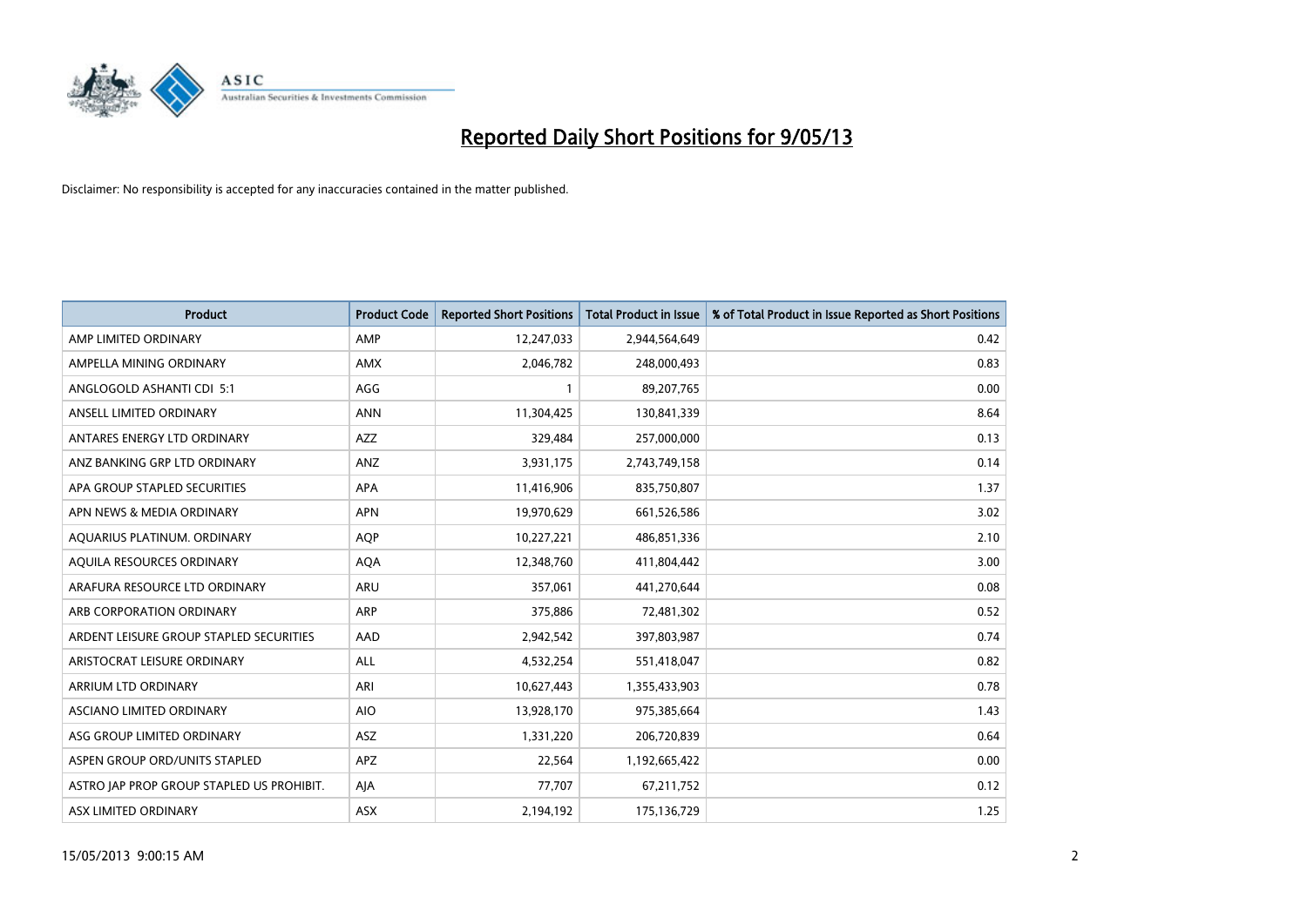# Reported Daily Short Positions for 9/05/13

Disclaimer: No responsibility is accepted for any inaccuracies contained in the matter published.

| Product | Product Code | Reported Short Positions | Total Product in Issue | % of Total Product in Issue Reported as Short Positions |
|---|---|---|---|---|
| AMP LIMITED ORDINARY | AMP | 12,247,033 | 2,944,564,649 | 0.42 |
| AMPELLA MINING ORDINARY | AMX | 2,046,782 | 248,000,493 | 0.83 |
| ANGLOGOLD ASHANTI CDI 5:1 | AGG | 1 | 89,207,765 | 0.00 |
| ANSELL LIMITED ORDINARY | ANN | 11,304,425 | 130,841,339 | 8.64 |
| ANTARES ENERGY LTD ORDINARY | AZZ | 329,484 | 257,000,000 | 0.13 |
| ANZ BANKING GRP LTD ORDINARY | ANZ | 3,931,175 | 2,743,749,158 | 0.14 |
| APA GROUP STAPLED SECURITIES | APA | 11,416,906 | 835,750,807 | 1.37 |
| APN NEWS & MEDIA ORDINARY | APN | 19,970,629 | 661,526,586 | 3.02 |
| AQUARIUS PLATINUM. ORDINARY | AQP | 10,227,221 | 486,851,336 | 2.10 |
| AQUILA RESOURCES ORDINARY | AQA | 12,348,760 | 411,804,442 | 3.00 |
| ARAFURA RESOURCE LTD ORDINARY | ARU | 357,061 | 441,270,644 | 0.08 |
| ARB CORPORATION ORDINARY | ARP | 375,886 | 72,481,302 | 0.52 |
| ARDENT LEISURE GROUP STAPLED SECURITIES | AAD | 2,942,542 | 397,803,987 | 0.74 |
| ARISTOCRAT LEISURE ORDINARY | ALL | 4,532,254 | 551,418,047 | 0.82 |
| ARRIUM LTD ORDINARY | ARI | 10,627,443 | 1,355,433,903 | 0.78 |
| ASCIANO LIMITED ORDINARY | AIO | 13,928,170 | 975,385,664 | 1.43 |
| ASG GROUP LIMITED ORDINARY | ASZ | 1,331,220 | 206,720,839 | 0.64 |
| ASPEN GROUP ORD/UNITS STAPLED | APZ | 22,564 | 1,192,665,422 | 0.00 |
| ASTRO JAP PROP GROUP STAPLED US PROHIBIT. | AJA | 77,707 | 67,211,752 | 0.12 |
| ASX LIMITED ORDINARY | ASX | 2,194,192 | 175,136,729 | 1.25 |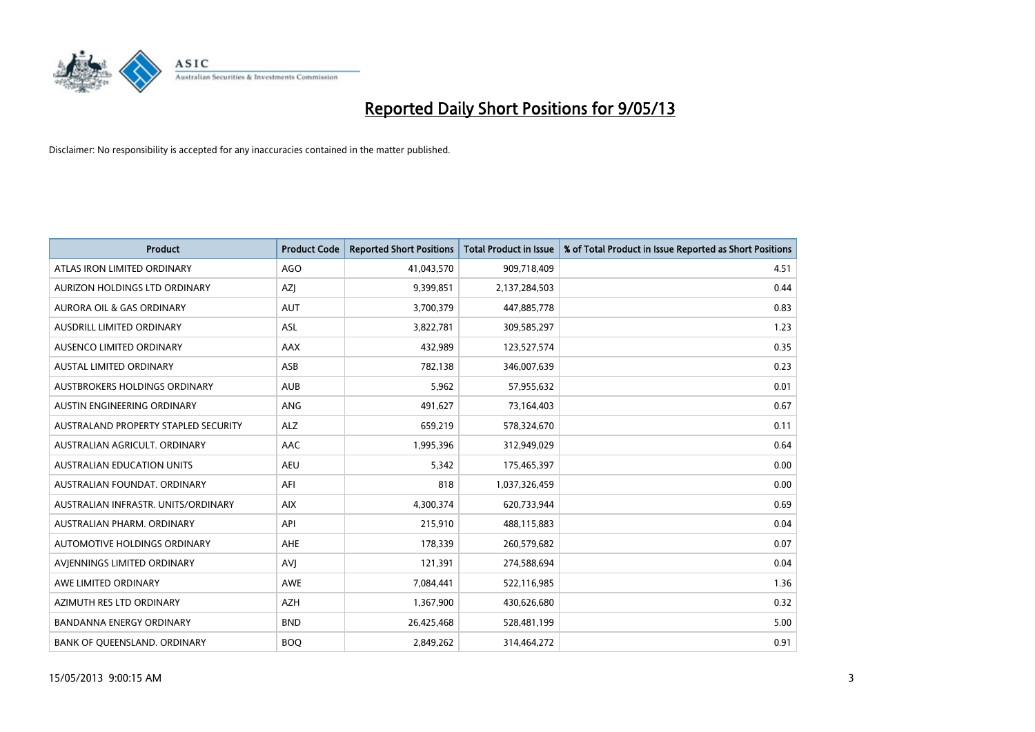# Reported Daily Short Positions for 9/05/13

Disclaimer: No responsibility is accepted for any inaccuracies contained in the matter published.

| Product | Product Code | Reported Short Positions | Total Product in Issue | % of Total Product in Issue Reported as Short Positions |
|---|---|---|---|---|
| ATLAS IRON LIMITED ORDINARY | AGO | 41,043,570 | 909,718,409 | 4.51 |
| AURIZON HOLDINGS LTD ORDINARY | AZJ | 9,399,851 | 2,137,284,503 | 0.44 |
| AURORA OIL & GAS ORDINARY | AUT | 3,700,379 | 447,885,778 | 0.83 |
| AUSDRILL LIMITED ORDINARY | ASL | 3,822,781 | 309,585,297 | 1.23 |
| AUSENCO LIMITED ORDINARY | AAX | 432,989 | 123,527,574 | 0.35 |
| AUSTAL LIMITED ORDINARY | ASB | 782,138 | 346,007,639 | 0.23 |
| AUSTBROKERS HOLDINGS ORDINARY | AUB | 5,962 | 57,955,632 | 0.01 |
| AUSTIN ENGINEERING ORDINARY | ANG | 491,627 | 73,164,403 | 0.67 |
| AUSTRALAND PROPERTY STAPLED SECURITY | ALZ | 659,219 | 578,324,670 | 0.11 |
| AUSTRALIAN AGRICULT. ORDINARY | AAC | 1,995,396 | 312,949,029 | 0.64 |
| AUSTRALIAN EDUCATION UNITS | AEU | 5,342 | 175,465,397 | 0.00 |
| AUSTRALIAN FOUNDAT. ORDINARY | AFI | 818 | 1,037,326,459 | 0.00 |
| AUSTRALIAN INFRASTR. UNITS/ORDINARY | AIX | 4,300,374 | 620,733,944 | 0.69 |
| AUSTRALIAN PHARM. ORDINARY | API | 215,910 | 488,115,883 | 0.04 |
| AUTOMOTIVE HOLDINGS ORDINARY | AHE | 178,339 | 260,579,682 | 0.07 |
| AVJENNINGS LIMITED ORDINARY | AVJ | 121,391 | 274,588,694 | 0.04 |
| AWE LIMITED ORDINARY | AWE | 7,084,441 | 522,116,985 | 1.36 |
| AZIMUTH RES LTD ORDINARY | AZH | 1,367,900 | 430,626,680 | 0.32 |
| BANDANNA ENERGY ORDINARY | BND | 26,425,468 | 528,481,199 | 5.00 |
| BANK OF QUEENSLAND. ORDINARY | BOQ | 2,849,262 | 314,464,272 | 0.91 |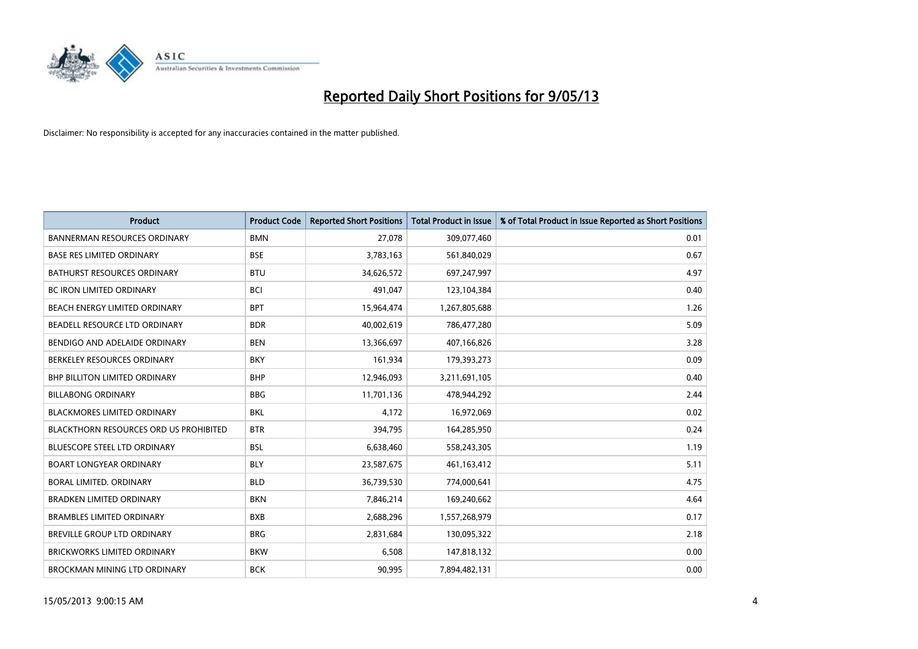# Reported Daily Short Positions for 9/05/13

Disclaimer: No responsibility is accepted for any inaccuracies contained in the matter published.

| Product | Product Code | Reported Short Positions | Total Product in Issue | % of Total Product in Issue Reported as Short Positions |
|---|---|---|---|---|
| BANNERMAN RESOURCES ORDINARY | BMN | 27,078 | 309,077,460 | 0.01 |
| BASE RES LIMITED ORDINARY | BSE | 3,783,163 | 561,840,029 | 0.67 |
| BATHURST RESOURCES ORDINARY | BTU | 34,626,572 | 697,247,997 | 4.97 |
| BC IRON LIMITED ORDINARY | BCI | 491,047 | 123,104,384 | 0.40 |
| BEACH ENERGY LIMITED ORDINARY | BPT | 15,964,474 | 1,267,805,688 | 1.26 |
| BEADELL RESOURCE LTD ORDINARY | BDR | 40,002,619 | 786,477,280 | 5.09 |
| BENDIGO AND ADELAIDE ORDINARY | BEN | 13,366,697 | 407,166,826 | 3.28 |
| BERKELEY RESOURCES ORDINARY | BKY | 161,934 | 179,393,273 | 0.09 |
| BHP BILLITON LIMITED ORDINARY | BHP | 12,946,093 | 3,211,691,105 | 0.40 |
| BILLABONG ORDINARY | BBG | 11,701,136 | 478,944,292 | 2.44 |
| BLACKMORES LIMITED ORDINARY | BKL | 4,172 | 16,972,069 | 0.02 |
| BLACKTHORN RESOURCES ORD US PROHIBITED | BTR | 394,795 | 164,285,950 | 0.24 |
| BLUESCOPE STEEL LTD ORDINARY | BSL | 6,638,460 | 558,243,305 | 1.19 |
| BOART LONGYEAR ORDINARY | BLY | 23,587,675 | 461,163,412 | 5.11 |
| BORAL LIMITED. ORDINARY | BLD | 36,739,530 | 774,000,641 | 4.75 |
| BRADKEN LIMITED ORDINARY | BKN | 7,846,214 | 169,240,662 | 4.64 |
| BRAMBLES LIMITED ORDINARY | BXB | 2,688,296 | 1,557,268,979 | 0.17 |
| BREVILLE GROUP LTD ORDINARY | BRG | 2,831,684 | 130,095,322 | 2.18 |
| BRICKWORKS LIMITED ORDINARY | BKW | 6,508 | 147,818,132 | 0.00 |
| BROCKMAN MINING LTD ORDINARY | BCK | 90,995 | 7,894,482,131 | 0.00 |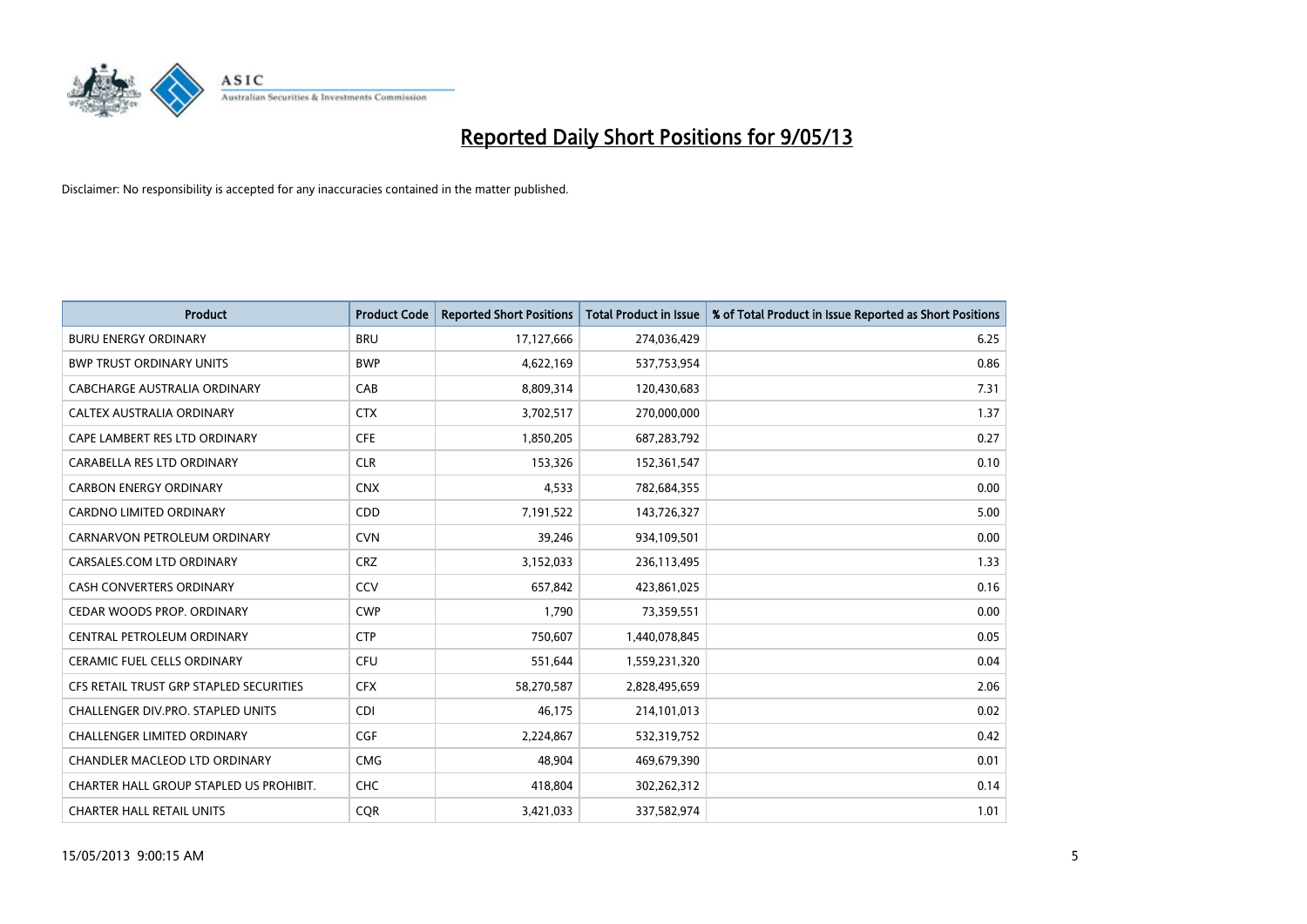# Reported Daily Short Positions for 9/05/13

Disclaimer: No responsibility is accepted for any inaccuracies contained in the matter published.

| Product | Product Code | Reported Short Positions | Total Product in Issue | % of Total Product in Issue Reported as Short Positions |
|---|---|---|---|---|
| BURU ENERGY ORDINARY | BRU | 17,127,666 | 274,036,429 | 6.25 |
| BWP TRUST ORDINARY UNITS | BWP | 4,622,169 | 537,753,954 | 0.86 |
| CABCHARGE AUSTRALIA ORDINARY | CAB | 8,809,314 | 120,430,683 | 7.31 |
| CALTEX AUSTRALIA ORDINARY | CTX | 3,702,517 | 270,000,000 | 1.37 |
| CAPE LAMBERT RES LTD ORDINARY | CFE | 1,850,205 | 687,283,792 | 0.27 |
| CARABELLA RES LTD ORDINARY | CLR | 153,326 | 152,361,547 | 0.10 |
| CARBON ENERGY ORDINARY | CNX | 4,533 | 782,684,355 | 0.00 |
| CARDNO LIMITED ORDINARY | CDD | 7,191,522 | 143,726,327 | 5.00 |
| CARNARVON PETROLEUM ORDINARY | CVN | 39,246 | 934,109,501 | 0.00 |
| CARSALES.COM LTD ORDINARY | CRZ | 3,152,033 | 236,113,495 | 1.33 |
| CASH CONVERTERS ORDINARY | CCV | 657,842 | 423,861,025 | 0.16 |
| CEDAR WOODS PROP. ORDINARY | CWP | 1,790 | 73,359,551 | 0.00 |
| CENTRAL PETROLEUM ORDINARY | CTP | 750,607 | 1,440,078,845 | 0.05 |
| CERAMIC FUEL CELLS ORDINARY | CFU | 551,644 | 1,559,231,320 | 0.04 |
| CFS RETAIL TRUST GRP STAPLED SECURITIES | CFX | 58,270,587 | 2,828,495,659 | 2.06 |
| CHALLENGER DIV.PRO. STAPLED UNITS | CDI | 46,175 | 214,101,013 | 0.02 |
| CHALLENGER LIMITED ORDINARY | CGF | 2,224,867 | 532,319,752 | 0.42 |
| CHANDLER MACLEOD LTD ORDINARY | CMG | 48,904 | 469,679,390 | 0.01 |
| CHARTER HALL GROUP STAPLED US PROHIBIT. | CHC | 418,804 | 302,262,312 | 0.14 |
| CHARTER HALL RETAIL UNITS | CQR | 3,421,033 | 337,582,974 | 1.01 |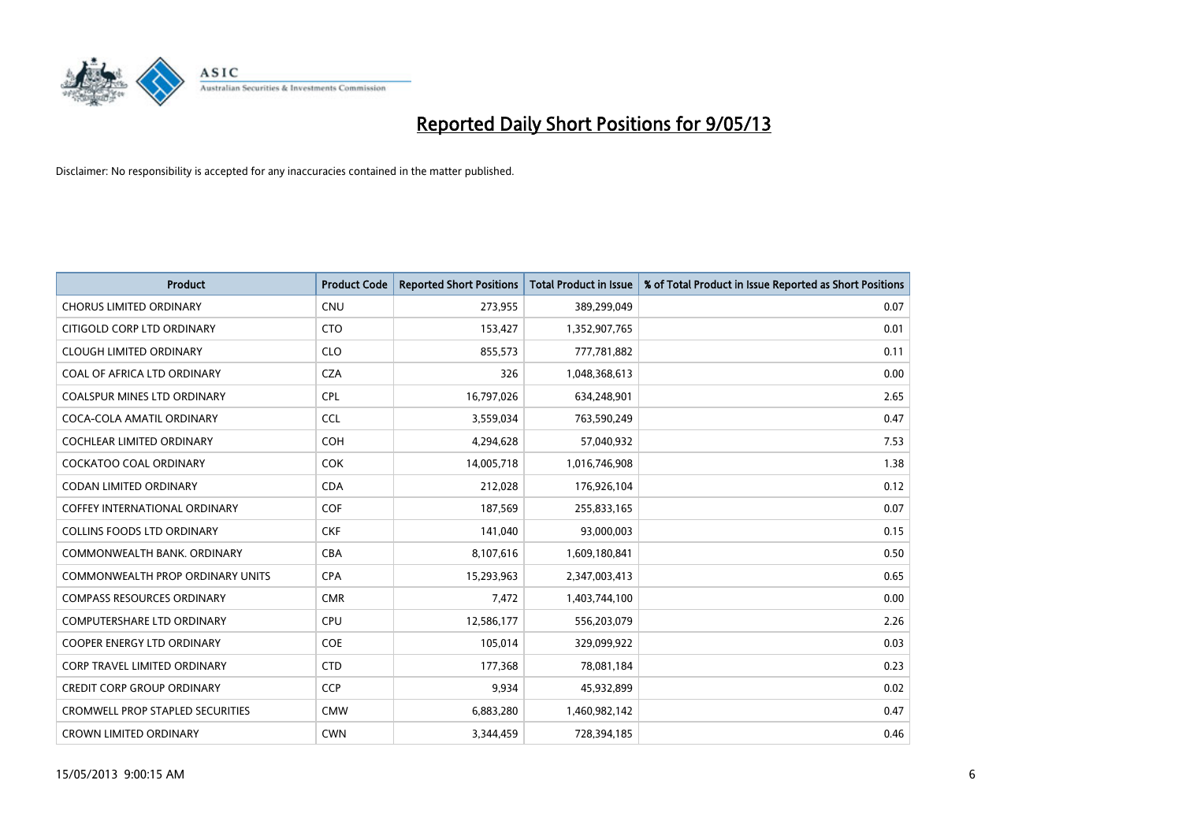# Reported Daily Short Positions for 9/05/13

Disclaimer: No responsibility is accepted for any inaccuracies contained in the matter published.

| Product | Product Code | Reported Short Positions | Total Product in Issue | % of Total Product in Issue Reported as Short Positions |
|---|---|---|---|---|
| CHORUS LIMITED ORDINARY | CNU | 273,955 | 389,299,049 | 0.07 |
| CITIGOLD CORP LTD ORDINARY | CTO | 153,427 | 1,352,907,765 | 0.01 |
| CLOUGH LIMITED ORDINARY | CLO | 855,573 | 777,781,882 | 0.11 |
| COAL OF AFRICA LTD ORDINARY | CZA | 326 | 1,048,368,613 | 0.00 |
| COALSPUR MINES LTD ORDINARY | CPL | 16,797,026 | 634,248,901 | 2.65 |
| COCA-COLA AMATIL ORDINARY | CCL | 3,559,034 | 763,590,249 | 0.47 |
| COCHLEAR LIMITED ORDINARY | COH | 4,294,628 | 57,040,932 | 7.53 |
| COCKATOO COAL ORDINARY | COK | 14,005,718 | 1,016,746,908 | 1.38 |
| CODAN LIMITED ORDINARY | CDA | 212,028 | 176,926,104 | 0.12 |
| COFFEY INTERNATIONAL ORDINARY | COF | 187,569 | 255,833,165 | 0.07 |
| COLLINS FOODS LTD ORDINARY | CKF | 141,040 | 93,000,003 | 0.15 |
| COMMONWEALTH BANK. ORDINARY | CBA | 8,107,616 | 1,609,180,841 | 0.50 |
| COMMONWEALTH PROP ORDINARY UNITS | CPA | 15,293,963 | 2,347,003,413 | 0.65 |
| COMPASS RESOURCES ORDINARY | CMR | 7,472 | 1,403,744,100 | 0.00 |
| COMPUTERSHARE LTD ORDINARY | CPU | 12,586,177 | 556,203,079 | 2.26 |
| COOPER ENERGY LTD ORDINARY | COE | 105,014 | 329,099,922 | 0.03 |
| CORP TRAVEL LIMITED ORDINARY | CTD | 177,368 | 78,081,184 | 0.23 |
| CREDIT CORP GROUP ORDINARY | CCP | 9,934 | 45,932,899 | 0.02 |
| CROMWELL PROP STAPLED SECURITIES | CMW | 6,883,280 | 1,460,982,142 | 0.47 |
| CROWN LIMITED ORDINARY | CWN | 3,344,459 | 728,394,185 | 0.46 |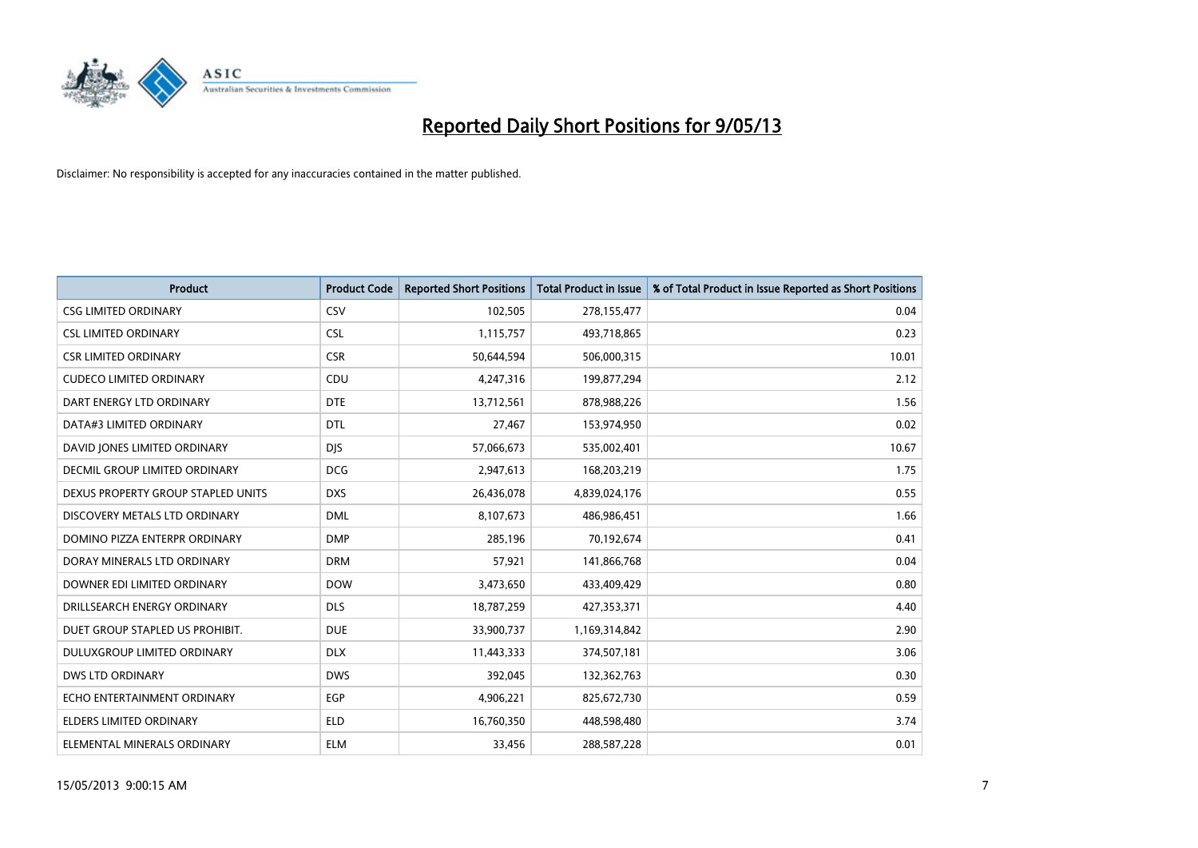# Reported Daily Short Positions for 9/05/13

Disclaimer: No responsibility is accepted for any inaccuracies contained in the matter published.

| Product | Product Code | Reported Short Positions | Total Product in Issue | % of Total Product in Issue Reported as Short Positions |
|---|---|---|---|---|
| CSG LIMITED ORDINARY | CSV | 102,505 | 278,155,477 | 0.04 |
| CSL LIMITED ORDINARY | CSL | 1,115,757 | 493,718,865 | 0.23 |
| CSR LIMITED ORDINARY | CSR | 50,644,594 | 506,000,315 | 10.01 |
| CUDECO LIMITED ORDINARY | CDU | 4,247,316 | 199,877,294 | 2.12 |
| DART ENERGY LTD ORDINARY | DTE | 13,712,561 | 878,988,226 | 1.56 |
| DATA#3 LIMITED ORDINARY | DTL | 27,467 | 153,974,950 | 0.02 |
| DAVID JONES LIMITED ORDINARY | DJS | 57,066,673 | 535,002,401 | 10.67 |
| DECMIL GROUP LIMITED ORDINARY | DCG | 2,947,613 | 168,203,219 | 1.75 |
| DEXUS PROPERTY GROUP STAPLED UNITS | DXS | 26,436,078 | 4,839,024,176 | 0.55 |
| DISCOVERY METALS LTD ORDINARY | DML | 8,107,673 | 486,986,451 | 1.66 |
| DOMINO PIZZA ENTERPR ORDINARY | DMP | 285,196 | 70,192,674 | 0.41 |
| DORAY MINERALS LTD ORDINARY | DRM | 57,921 | 141,866,768 | 0.04 |
| DOWNER EDI LIMITED ORDINARY | DOW | 3,473,650 | 433,409,429 | 0.80 |
| DRILLSEARCH ENERGY ORDINARY | DLS | 18,787,259 | 427,353,371 | 4.40 |
| DUET GROUP STAPLED US PROHIBIT. | DUE | 33,900,737 | 1,169,314,842 | 2.90 |
| DULUXGROUP LIMITED ORDINARY | DLX | 11,443,333 | 374,507,181 | 3.06 |
| DWS LTD ORDINARY | DWS | 392,045 | 132,362,763 | 0.30 |
| ECHO ENTERTAINMENT ORDINARY | EGP | 4,906,221 | 825,672,730 | 0.59 |
| ELDERS LIMITED ORDINARY | ELD | 16,760,350 | 448,598,480 | 3.74 |
| ELEMENTAL MINERALS ORDINARY | ELM | 33,456 | 288,587,228 | 0.01 |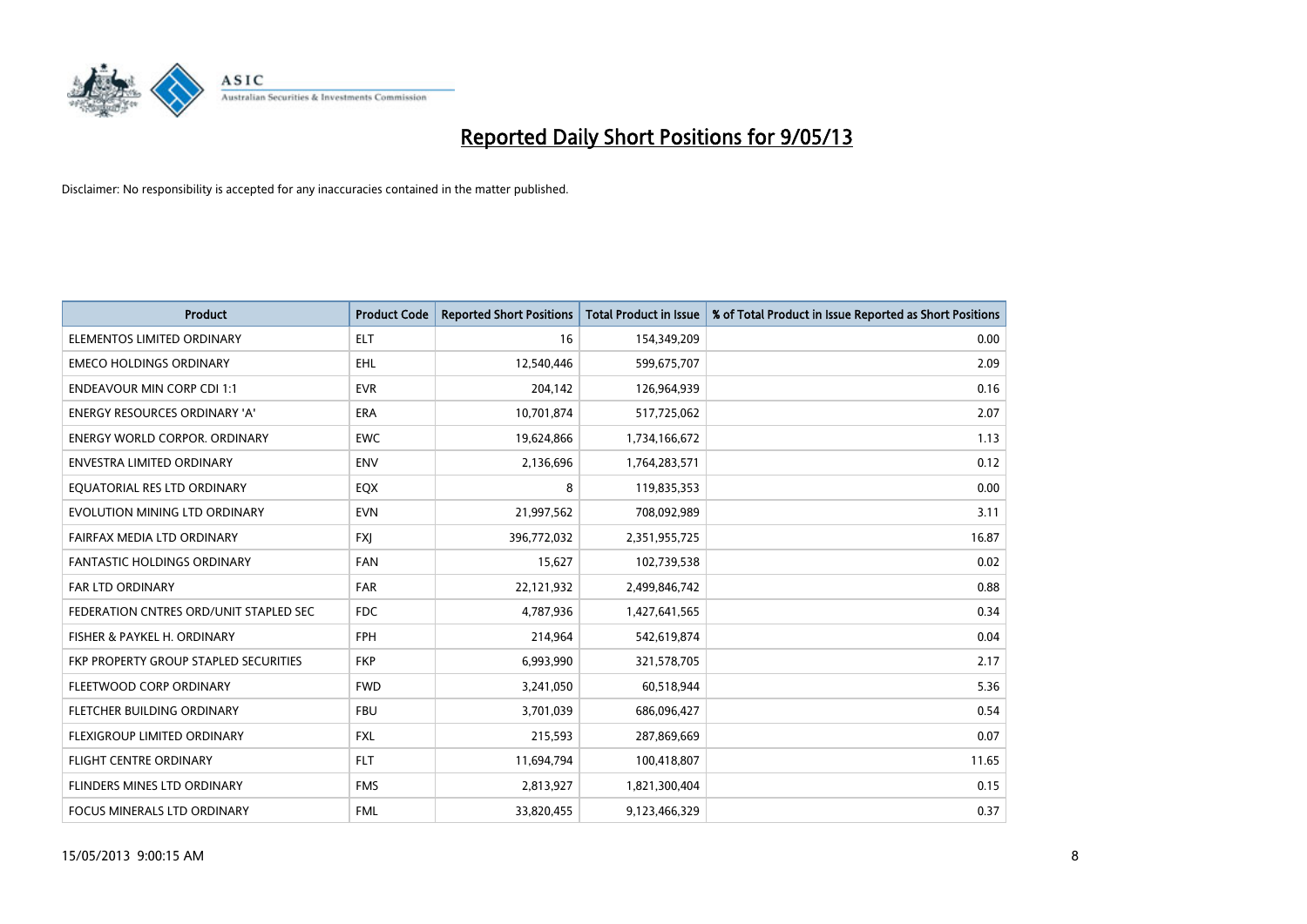# Reported Daily Short Positions for 9/05/13

Disclaimer: No responsibility is accepted for any inaccuracies contained in the matter published.

| Product | Product Code | Reported Short Positions | Total Product in Issue | % of Total Product in Issue Reported as Short Positions |
|---|---|---|---|---|
| ELEMENTOS LIMITED ORDINARY | ELT | 16 | 154,349,209 | 0.00 |
| EMECO HOLDINGS ORDINARY | EHL | 12,540,446 | 599,675,707 | 2.09 |
| ENDEAVOUR MIN CORP CDI 1:1 | EVR | 204,142 | 126,964,939 | 0.16 |
| ENERGY RESOURCES ORDINARY 'A' | ERA | 10,701,874 | 517,725,062 | 2.07 |
| ENERGY WORLD CORPOR. ORDINARY | EWC | 19,624,866 | 1,734,166,672 | 1.13 |
| ENVESTRA LIMITED ORDINARY | ENV | 2,136,696 | 1,764,283,571 | 0.12 |
| EQUATORIAL RES LTD ORDINARY | EQX | 8 | 119,835,353 | 0.00 |
| EVOLUTION MINING LTD ORDINARY | EVN | 21,997,562 | 708,092,989 | 3.11 |
| FAIRFAX MEDIA LTD ORDINARY | FXJ | 396,772,032 | 2,351,955,725 | 16.87 |
| FANTASTIC HOLDINGS ORDINARY | FAN | 15,627 | 102,739,538 | 0.02 |
| FAR LTD ORDINARY | FAR | 22,121,932 | 2,499,846,742 | 0.88 |
| FEDERATION CNTRES ORD/UNIT STAPLED SEC | FDC | 4,787,936 | 1,427,641,565 | 0.34 |
| FISHER & PAYKEL H. ORDINARY | FPH | 214,964 | 542,619,874 | 0.04 |
| FKP PROPERTY GROUP STAPLED SECURITIES | FKP | 6,993,990 | 321,578,705 | 2.17 |
| FLEETWOOD CORP ORDINARY | FWD | 3,241,050 | 60,518,944 | 5.36 |
| FLETCHER BUILDING ORDINARY | FBU | 3,701,039 | 686,096,427 | 0.54 |
| FLEXIGROUP LIMITED ORDINARY | FXL | 215,593 | 287,869,669 | 0.07 |
| FLIGHT CENTRE ORDINARY | FLT | 11,694,794 | 100,418,807 | 11.65 |
| FLINDERS MINES LTD ORDINARY | FMS | 2,813,927 | 1,821,300,404 | 0.15 |
| FOCUS MINERALS LTD ORDINARY | FML | 33,820,455 | 9,123,466,329 | 0.37 |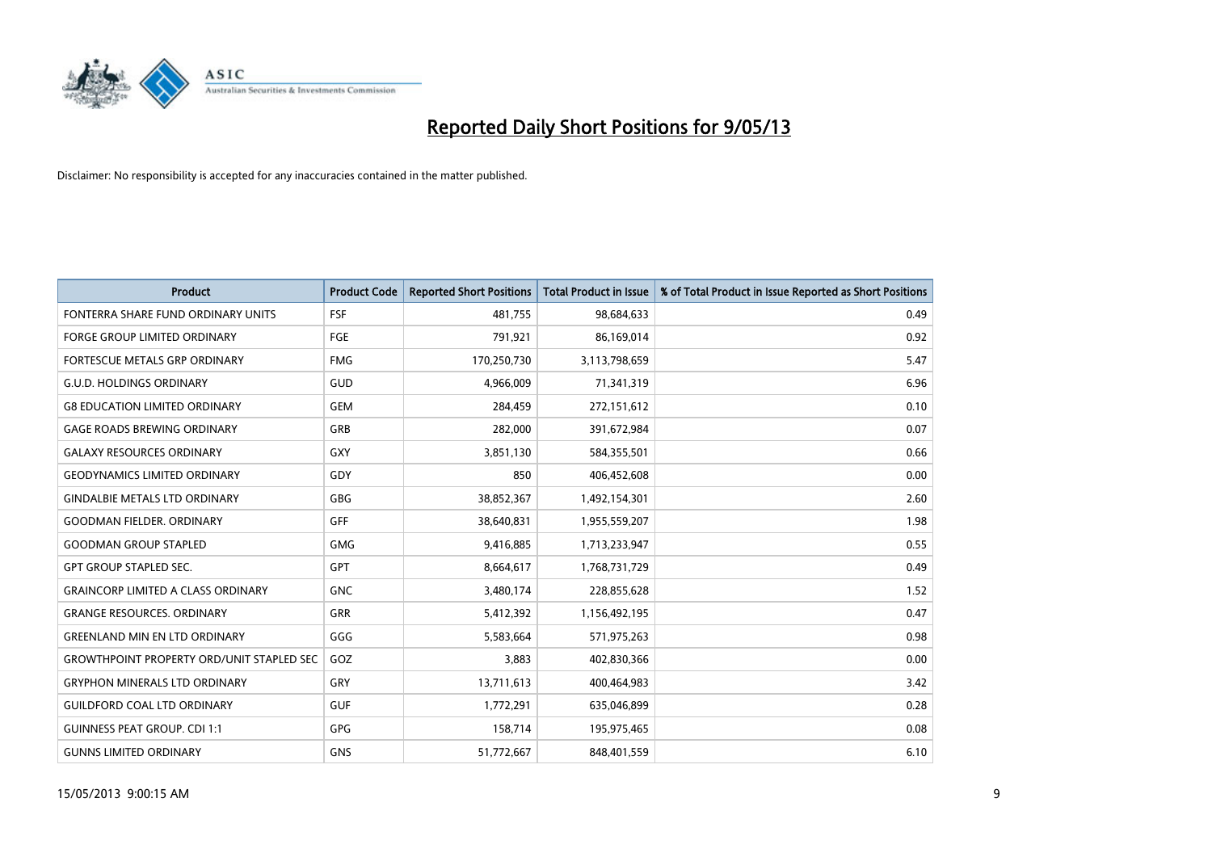# Reported Daily Short Positions for 9/05/13

Disclaimer: No responsibility is accepted for any inaccuracies contained in the matter published.

| Product | Product Code | Reported Short Positions | Total Product in Issue | % of Total Product in Issue Reported as Short Positions |
|---|---|---|---|---|
| FONTERRA SHARE FUND ORDINARY UNITS | FSF | 481,755 | 98,684,633 | 0.49 |
| FORGE GROUP LIMITED ORDINARY | FGE | 791,921 | 86,169,014 | 0.92 |
| FORTESCUE METALS GRP ORDINARY | FMG | 170,250,730 | 3,113,798,659 | 5.47 |
| G.U.D. HOLDINGS ORDINARY | GUD | 4,966,009 | 71,341,319 | 6.96 |
| G8 EDUCATION LIMITED ORDINARY | GEM | 284,459 | 272,151,612 | 0.10 |
| GAGE ROADS BREWING ORDINARY | GRB | 282,000 | 391,672,984 | 0.07 |
| GALAXY RESOURCES ORDINARY | GXY | 3,851,130 | 584,355,501 | 0.66 |
| GEODYNAMICS LIMITED ORDINARY | GDY | 850 | 406,452,608 | 0.00 |
| GINDALBIE METALS LTD ORDINARY | GBG | 38,852,367 | 1,492,154,301 | 2.60 |
| GOODMAN FIELDER. ORDINARY | GFF | 38,640,831 | 1,955,559,207 | 1.98 |
| GOODMAN GROUP STAPLED | GMG | 9,416,885 | 1,713,233,947 | 0.55 |
| GPT GROUP STAPLED SEC. | GPT | 8,664,617 | 1,768,731,729 | 0.49 |
| GRAINCORP LIMITED A CLASS ORDINARY | GNC | 3,480,174 | 228,855,628 | 1.52 |
| GRANGE RESOURCES. ORDINARY | GRR | 5,412,392 | 1,156,492,195 | 0.47 |
| GREENLAND MIN EN LTD ORDINARY | GGG | 5,583,664 | 571,975,263 | 0.98 |
| GROWTHPOINT PROPERTY ORD/UNIT STAPLED SEC | GOZ | 3,883 | 402,830,366 | 0.00 |
| GRYPHON MINERALS LTD ORDINARY | GRY | 13,711,613 | 400,464,983 | 3.42 |
| GUILDFORD COAL LTD ORDINARY | GUF | 1,772,291 | 635,046,899 | 0.28 |
| GUINNESS PEAT GROUP. CDI 1:1 | GPG | 158,714 | 195,975,465 | 0.08 |
| GUNNS LIMITED ORDINARY | GNS | 51,772,667 | 848,401,559 | 6.10 |

15/05/2013 9:00:15 AM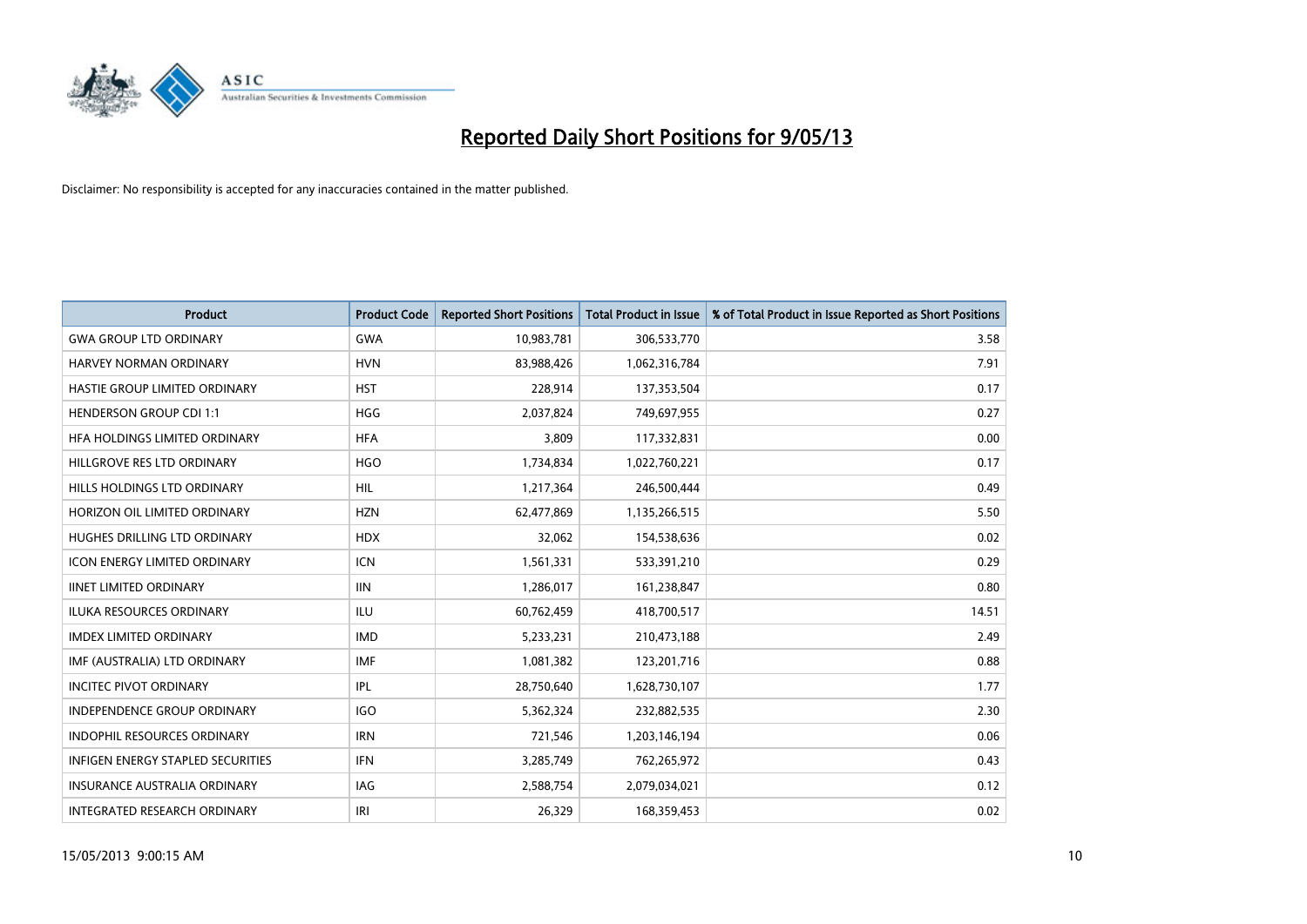# Reported Daily Short Positions for 9/05/13

Disclaimer: No responsibility is accepted for any inaccuracies contained in the matter published.

| Product | Product Code | Reported Short Positions | Total Product in Issue | % of Total Product in Issue Reported as Short Positions |
|---|---|---|---|---|
| GWA GROUP LTD ORDINARY | GWA | 10,983,781 | 306,533,770 | 3.58 |
| HARVEY NORMAN ORDINARY | HVN | 83,988,426 | 1,062,316,784 | 7.91 |
| HASTIE GROUP LIMITED ORDINARY | HST | 228,914 | 137,353,504 | 0.17 |
| HENDERSON GROUP CDI 1:1 | HGG | 2,037,824 | 749,697,955 | 0.27 |
| HFA HOLDINGS LIMITED ORDINARY | HFA | 3,809 | 117,332,831 | 0.00 |
| HILLGROVE RES LTD ORDINARY | HGO | 1,734,834 | 1,022,760,221 | 0.17 |
| HILLS HOLDINGS LTD ORDINARY | HIL | 1,217,364 | 246,500,444 | 0.49 |
| HORIZON OIL LIMITED ORDINARY | HZN | 62,477,869 | 1,135,266,515 | 5.50 |
| HUGHES DRILLING LTD ORDINARY | HDX | 32,062 | 154,538,636 | 0.02 |
| ICON ENERGY LIMITED ORDINARY | ICN | 1,561,331 | 533,391,210 | 0.29 |
| IINET LIMITED ORDINARY | IIN | 1,286,017 | 161,238,847 | 0.80 |
| ILUKA RESOURCES ORDINARY | ILU | 60,762,459 | 418,700,517 | 14.51 |
| IMDEX LIMITED ORDINARY | IMD | 5,233,231 | 210,473,188 | 2.49 |
| IMF (AUSTRALIA) LTD ORDINARY | IMF | 1,081,382 | 123,201,716 | 0.88 |
| INCITEC PIVOT ORDINARY | IPL | 28,750,640 | 1,628,730,107 | 1.77 |
| INDEPENDENCE GROUP ORDINARY | IGO | 5,362,324 | 232,882,535 | 2.30 |
| INDOPHIL RESOURCES ORDINARY | IRN | 721,546 | 1,203,146,194 | 0.06 |
| INFIGEN ENERGY STAPLED SECURITIES | IFN | 3,285,749 | 762,265,972 | 0.43 |
| INSURANCE AUSTRALIA ORDINARY | IAG | 2,588,754 | 2,079,034,021 | 0.12 |
| INTEGRATED RESEARCH ORDINARY | IRI | 26,329 | 168,359,453 | 0.02 |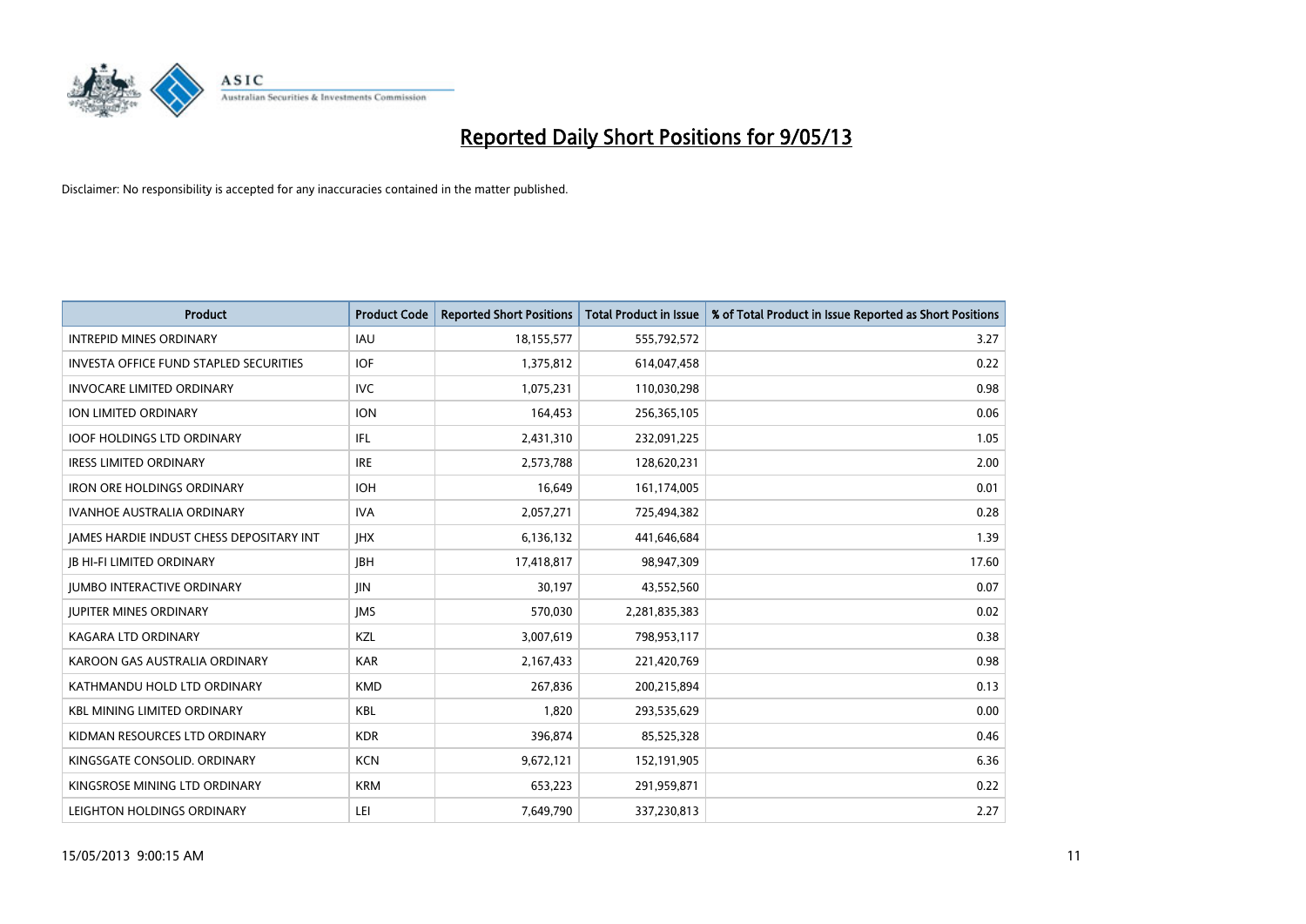# Reported Daily Short Positions for 9/05/13

Disclaimer: No responsibility is accepted for any inaccuracies contained in the matter published.

| Product | Product Code | Reported Short Positions | Total Product in Issue | % of Total Product in Issue Reported as Short Positions |
|---|---|---|---|---|
| INTREPID MINES ORDINARY | IAU | 18,155,577 | 555,792,572 | 3.27 |
| INVESTA OFFICE FUND STAPLED SECURITIES | IOF | 1,375,812 | 614,047,458 | 0.22 |
| INVOCARE LIMITED ORDINARY | IVC | 1,075,231 | 110,030,298 | 0.98 |
| ION LIMITED ORDINARY | ION | 164,453 | 256,365,105 | 0.06 |
| IOOF HOLDINGS LTD ORDINARY | IFL | 2,431,310 | 232,091,225 | 1.05 |
| IRESS LIMITED ORDINARY | IRE | 2,573,788 | 128,620,231 | 2.00 |
| IRON ORE HOLDINGS ORDINARY | IOH | 16,649 | 161,174,005 | 0.01 |
| IVANHOE AUSTRALIA ORDINARY | IVA | 2,057,271 | 725,494,382 | 0.28 |
| JAMES HARDIE INDUST CHESS DEPOSITARY INT | JHX | 6,136,132 | 441,646,684 | 1.39 |
| JB HI-FI LIMITED ORDINARY | JBH | 17,418,817 | 98,947,309 | 17.60 |
| JUMBO INTERACTIVE ORDINARY | JIN | 30,197 | 43,552,560 | 0.07 |
| JUPITER MINES ORDINARY | JMS | 570,030 | 2,281,835,383 | 0.02 |
| KAGARA LTD ORDINARY | KZL | 3,007,619 | 798,953,117 | 0.38 |
| KAROON GAS AUSTRALIA ORDINARY | KAR | 2,167,433 | 221,420,769 | 0.98 |
| KATHMANDU HOLD LTD ORDINARY | KMD | 267,836 | 200,215,894 | 0.13 |
| KBL MINING LIMITED ORDINARY | KBL | 1,820 | 293,535,629 | 0.00 |
| KIDMAN RESOURCES LTD ORDINARY | KDR | 396,874 | 85,525,328 | 0.46 |
| KINGSGATE CONSOLID. ORDINARY | KCN | 9,672,121 | 152,191,905 | 6.36 |
| KINGSROSE MINING LTD ORDINARY | KRM | 653,223 | 291,959,871 | 0.22 |
| LEIGHTON HOLDINGS ORDINARY | LEI | 7,649,790 | 337,230,813 | 2.27 |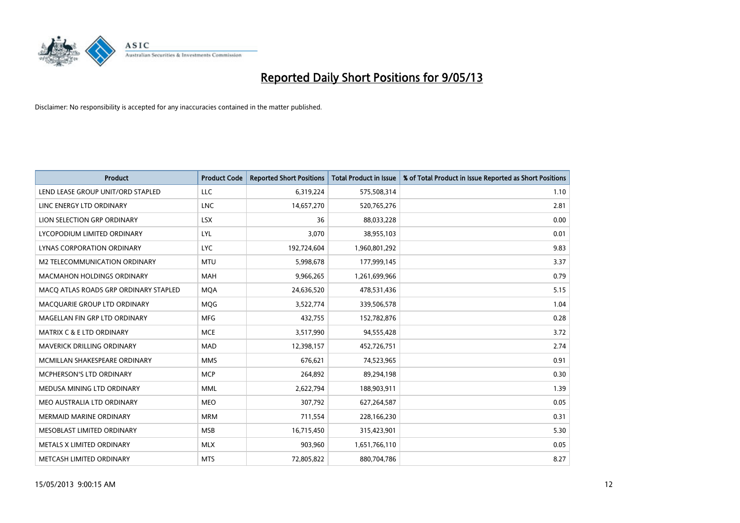# Reported Daily Short Positions for 9/05/13

Disclaimer: No responsibility is accepted for any inaccuracies contained in the matter published.

| Product | Product Code | Reported Short Positions | Total Product in Issue | % of Total Product in Issue Reported as Short Positions |
|---|---|---|---|---|
| LEND LEASE GROUP UNIT/ORD STAPLED | LLC | 6,319,224 | 575,508,314 | 1.10 |
| LINC ENERGY LTD ORDINARY | LNC | 14,657,270 | 520,765,276 | 2.81 |
| LION SELECTION GRP ORDINARY | LSX | 36 | 88,033,228 | 0.00 |
| LYCOPODIUM LIMITED ORDINARY | LYL | 3,070 | 38,955,103 | 0.01 |
| LYNAS CORPORATION ORDINARY | LYC | 192,724,604 | 1,960,801,292 | 9.83 |
| M2 TELECOMMUNICATION ORDINARY | MTU | 5,998,678 | 177,999,145 | 3.37 |
| MACMAHON HOLDINGS ORDINARY | MAH | 9,966,265 | 1,261,699,966 | 0.79 |
| MACQ ATLAS ROADS GRP ORDINARY STAPLED | MQA | 24,636,520 | 478,531,436 | 5.15 |
| MACQUARIE GROUP LTD ORDINARY | MQG | 3,522,774 | 339,506,578 | 1.04 |
| MAGELLAN FIN GRP LTD ORDINARY | MFG | 432,755 | 152,782,876 | 0.28 |
| MATRIX C & E LTD ORDINARY | MCE | 3,517,990 | 94,555,428 | 3.72 |
| MAVERICK DRILLING ORDINARY | MAD | 12,398,157 | 452,726,751 | 2.74 |
| MCMILLAN SHAKESPEARE ORDINARY | MMS | 676,621 | 74,523,965 | 0.91 |
| MCPHERSON'S LTD ORDINARY | MCP | 264,892 | 89,294,198 | 0.30 |
| MEDUSA MINING LTD ORDINARY | MML | 2,622,794 | 188,903,911 | 1.39 |
| MEO AUSTRALIA LTD ORDINARY | MEO | 307,792 | 627,264,587 | 0.05 |
| MERMAID MARINE ORDINARY | MRM | 711,554 | 228,166,230 | 0.31 |
| MESOBLAST LIMITED ORDINARY | MSB | 16,715,450 | 315,423,901 | 5.30 |
| METALS X LIMITED ORDINARY | MLX | 903,960 | 1,651,766,110 | 0.05 |
| METCASH LIMITED ORDINARY | MTS | 72,805,822 | 880,704,786 | 8.27 |

15/05/2013 9:00:15 AM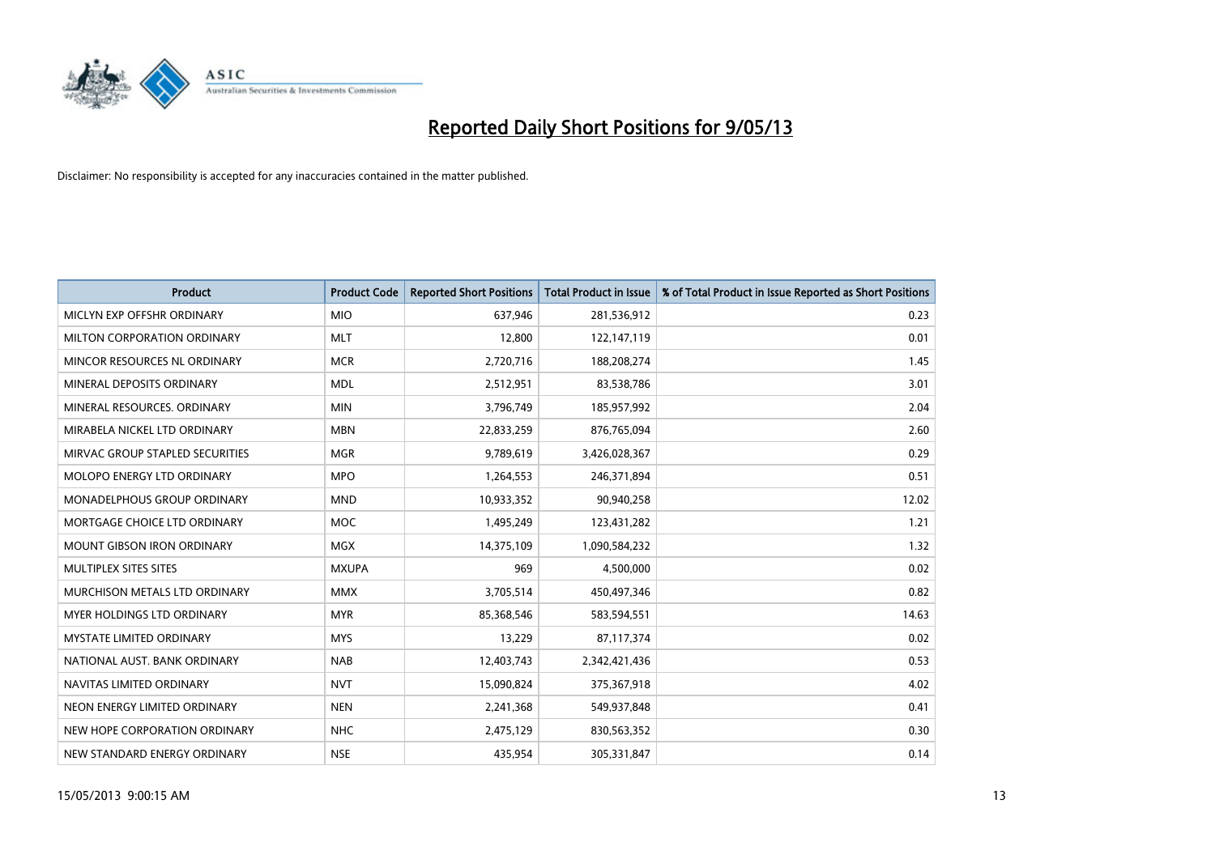# Reported Daily Short Positions for 9/05/13

Disclaimer: No responsibility is accepted for any inaccuracies contained in the matter published.

| Product | Product Code | Reported Short Positions | Total Product in Issue | % of Total Product in Issue Reported as Short Positions |
|---|---|---|---|---|
| MICLYN EXP OFFSHR ORDINARY | MIO | 637,946 | 281,536,912 | 0.23 |
| MILTON CORPORATION ORDINARY | MLT | 12,800 | 122,147,119 | 0.01 |
| MINCOR RESOURCES NL ORDINARY | MCR | 2,720,716 | 188,208,274 | 1.45 |
| MINERAL DEPOSITS ORDINARY | MDL | 2,512,951 | 83,538,786 | 3.01 |
| MINERAL RESOURCES. ORDINARY | MIN | 3,796,749 | 185,957,992 | 2.04 |
| MIRABELA NICKEL LTD ORDINARY | MBN | 22,833,259 | 876,765,094 | 2.60 |
| MIRVAC GROUP STAPLED SECURITIES | MGR | 9,789,619 | 3,426,028,367 | 0.29 |
| MOLOPO ENERGY LTD ORDINARY | MPO | 1,264,553 | 246,371,894 | 0.51 |
| MONADELPHOUS GROUP ORDINARY | MND | 10,933,352 | 90,940,258 | 12.02 |
| MORTGAGE CHOICE LTD ORDINARY | MOC | 1,495,249 | 123,431,282 | 1.21 |
| MOUNT GIBSON IRON ORDINARY | MGX | 14,375,109 | 1,090,584,232 | 1.32 |
| MULTIPLEX SITES SITES | MXUPA | 969 | 4,500,000 | 0.02 |
| MURCHISON METALS LTD ORDINARY | MMX | 3,705,514 | 450,497,346 | 0.82 |
| MYER HOLDINGS LTD ORDINARY | MYR | 85,368,546 | 583,594,551 | 14.63 |
| MYSTATE LIMITED ORDINARY | MYS | 13,229 | 87,117,374 | 0.02 |
| NATIONAL AUST. BANK ORDINARY | NAB | 12,403,743 | 2,342,421,436 | 0.53 |
| NAVITAS LIMITED ORDINARY | NVT | 15,090,824 | 375,367,918 | 4.02 |
| NEON ENERGY LIMITED ORDINARY | NEN | 2,241,368 | 549,937,848 | 0.41 |
| NEW HOPE CORPORATION ORDINARY | NHC | 2,475,129 | 830,563,352 | 0.30 |
| NEW STANDARD ENERGY ORDINARY | NSE | 435,954 | 305,331,847 | 0.14 |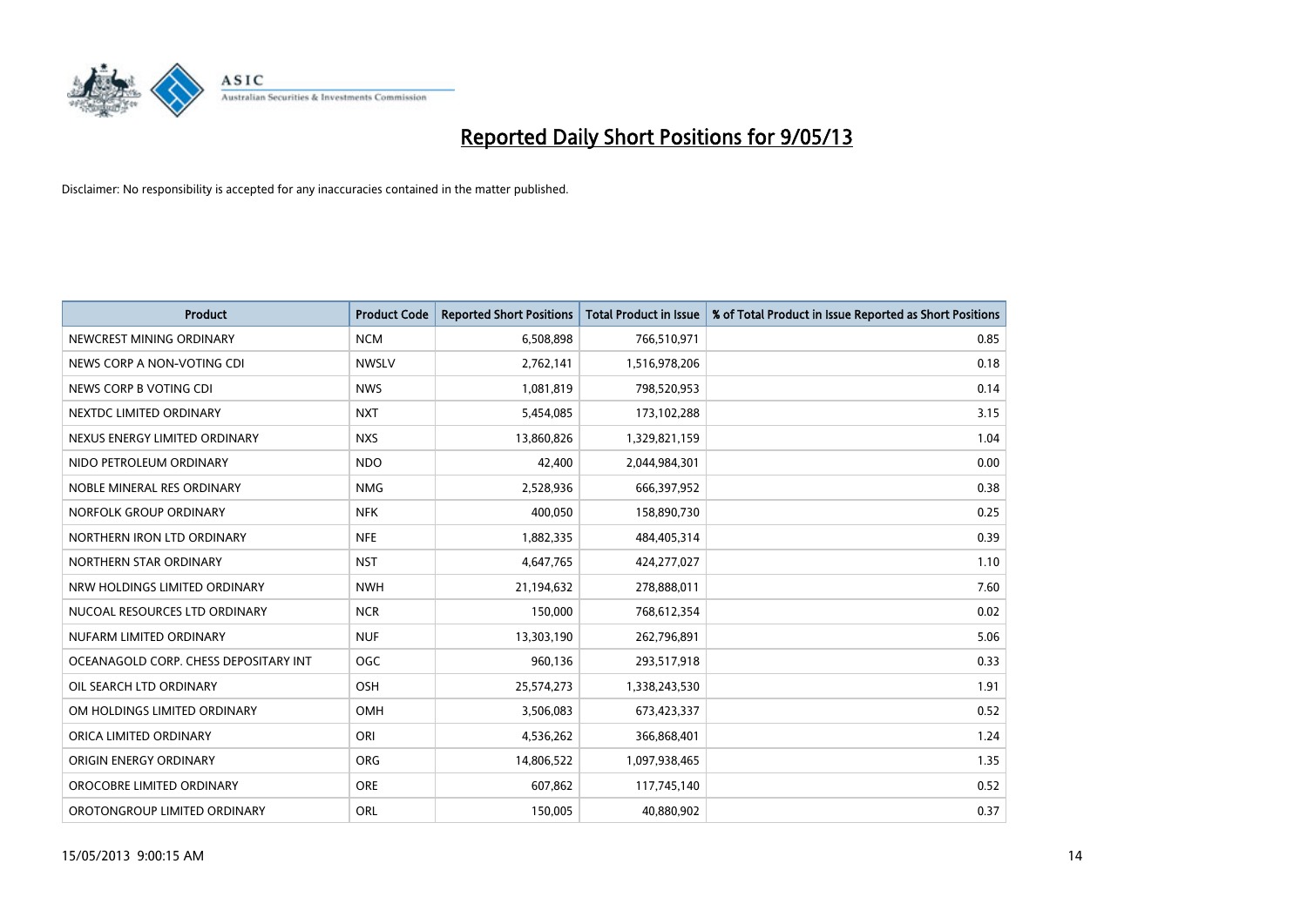# Reported Daily Short Positions for 9/05/13

Disclaimer: No responsibility is accepted for any inaccuracies contained in the matter published.

| Product | Product Code | Reported Short Positions | Total Product in Issue | % of Total Product in Issue Reported as Short Positions |
|---|---|---|---|---|
| NEWCREST MINING ORDINARY | NCM | 6,508,898 | 766,510,971 | 0.85 |
| NEWS CORP A NON-VOTING CDI | NWSLV | 2,762,141 | 1,516,978,206 | 0.18 |
| NEWS CORP B VOTING CDI | NWS | 1,081,819 | 798,520,953 | 0.14 |
| NEXTDC LIMITED ORDINARY | NXT | 5,454,085 | 173,102,288 | 3.15 |
| NEXUS ENERGY LIMITED ORDINARY | NXS | 13,860,826 | 1,329,821,159 | 1.04 |
| NIDO PETROLEUM ORDINARY | NDO | 42,400 | 2,044,984,301 | 0.00 |
| NOBLE MINERAL RES ORDINARY | NMG | 2,528,936 | 666,397,952 | 0.38 |
| NORFOLK GROUP ORDINARY | NFK | 400,050 | 158,890,730 | 0.25 |
| NORTHERN IRON LTD ORDINARY | NFE | 1,882,335 | 484,405,314 | 0.39 |
| NORTHERN STAR ORDINARY | NST | 4,647,765 | 424,277,027 | 1.10 |
| NRW HOLDINGS LIMITED ORDINARY | NWH | 21,194,632 | 278,888,011 | 7.60 |
| NUCOAL RESOURCES LTD ORDINARY | NCR | 150,000 | 768,612,354 | 0.02 |
| NUFARM LIMITED ORDINARY | NUF | 13,303,190 | 262,796,891 | 5.06 |
| OCEANAGOLD CORP. CHESS DEPOSITARY INT | OGC | 960,136 | 293,517,918 | 0.33 |
| OIL SEARCH LTD ORDINARY | OSH | 25,574,273 | 1,338,243,530 | 1.91 |
| OM HOLDINGS LIMITED ORDINARY | OMH | 3,506,083 | 673,423,337 | 0.52 |
| ORICA LIMITED ORDINARY | ORI | 4,536,262 | 366,868,401 | 1.24 |
| ORIGIN ENERGY ORDINARY | ORG | 14,806,522 | 1,097,938,465 | 1.35 |
| OROCOBRE LIMITED ORDINARY | ORE | 607,862 | 117,745,140 | 0.52 |
| OROTONGROUP LIMITED ORDINARY | ORL | 150,005 | 40,880,902 | 0.37 |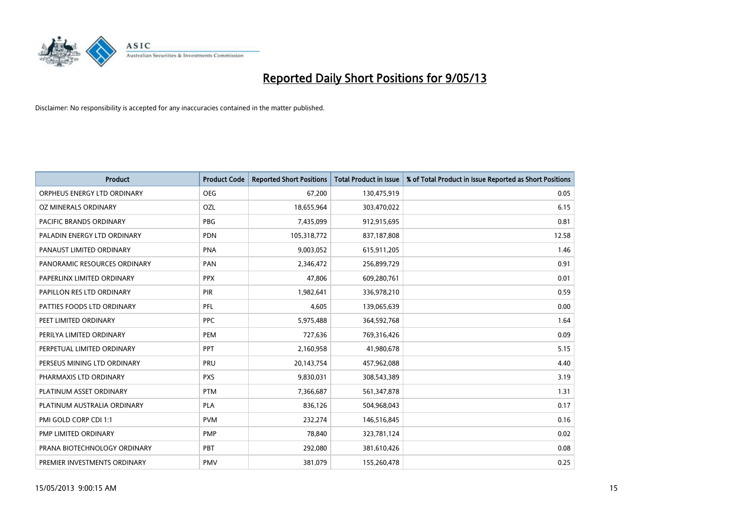# Reported Daily Short Positions for 9/05/13

Disclaimer: No responsibility is accepted for any inaccuracies contained in the matter published.

| Product | Product Code | Reported Short Positions | Total Product in Issue | % of Total Product in Issue Reported as Short Positions |
|---|---|---|---|---|
| ORPHEUS ENERGY LTD ORDINARY | OEG | 67,200 | 130,475,919 | 0.05 |
| OZ MINERALS ORDINARY | OZL | 18,655,964 | 303,470,022 | 6.15 |
| PACIFIC BRANDS ORDINARY | PBG | 7,435,099 | 912,915,695 | 0.81 |
| PALADIN ENERGY LTD ORDINARY | PDN | 105,318,772 | 837,187,808 | 12.58 |
| PANAUST LIMITED ORDINARY | PNA | 9,003,052 | 615,911,205 | 1.46 |
| PANORAMIC RESOURCES ORDINARY | PAN | 2,346,472 | 256,899,729 | 0.91 |
| PAPERLINX LIMITED ORDINARY | PPX | 47,806 | 609,280,761 | 0.01 |
| PAPILLON RES LTD ORDINARY | PIR | 1,982,641 | 336,978,210 | 0.59 |
| PATTIES FOODS LTD ORDINARY | PFL | 4,605 | 139,065,639 | 0.00 |
| PEET LIMITED ORDINARY | PPC | 5,975,488 | 364,592,768 | 1.64 |
| PERILYA LIMITED ORDINARY | PEM | 727,636 | 769,316,426 | 0.09 |
| PERPETUAL LIMITED ORDINARY | PPT | 2,160,958 | 41,980,678 | 5.15 |
| PERSEUS MINING LTD ORDINARY | PRU | 20,143,754 | 457,962,088 | 4.40 |
| PHARMAXIS LTD ORDINARY | PXS | 9,830,031 | 308,543,389 | 3.19 |
| PLATINUM ASSET ORDINARY | PTM | 7,366,687 | 561,347,878 | 1.31 |
| PLATINUM AUSTRALIA ORDINARY | PLA | 836,126 | 504,968,043 | 0.17 |
| PMI GOLD CORP CDI 1:1 | PVM | 232,274 | 146,516,845 | 0.16 |
| PMP LIMITED ORDINARY | PMP | 78,840 | 323,781,124 | 0.02 |
| PRANA BIOTECHNOLOGY ORDINARY | PBT | 292,080 | 381,610,426 | 0.08 |
| PREMIER INVESTMENTS ORDINARY | PMV | 381,079 | 155,260,478 | 0.25 |

15/05/2013 9:00:15 AM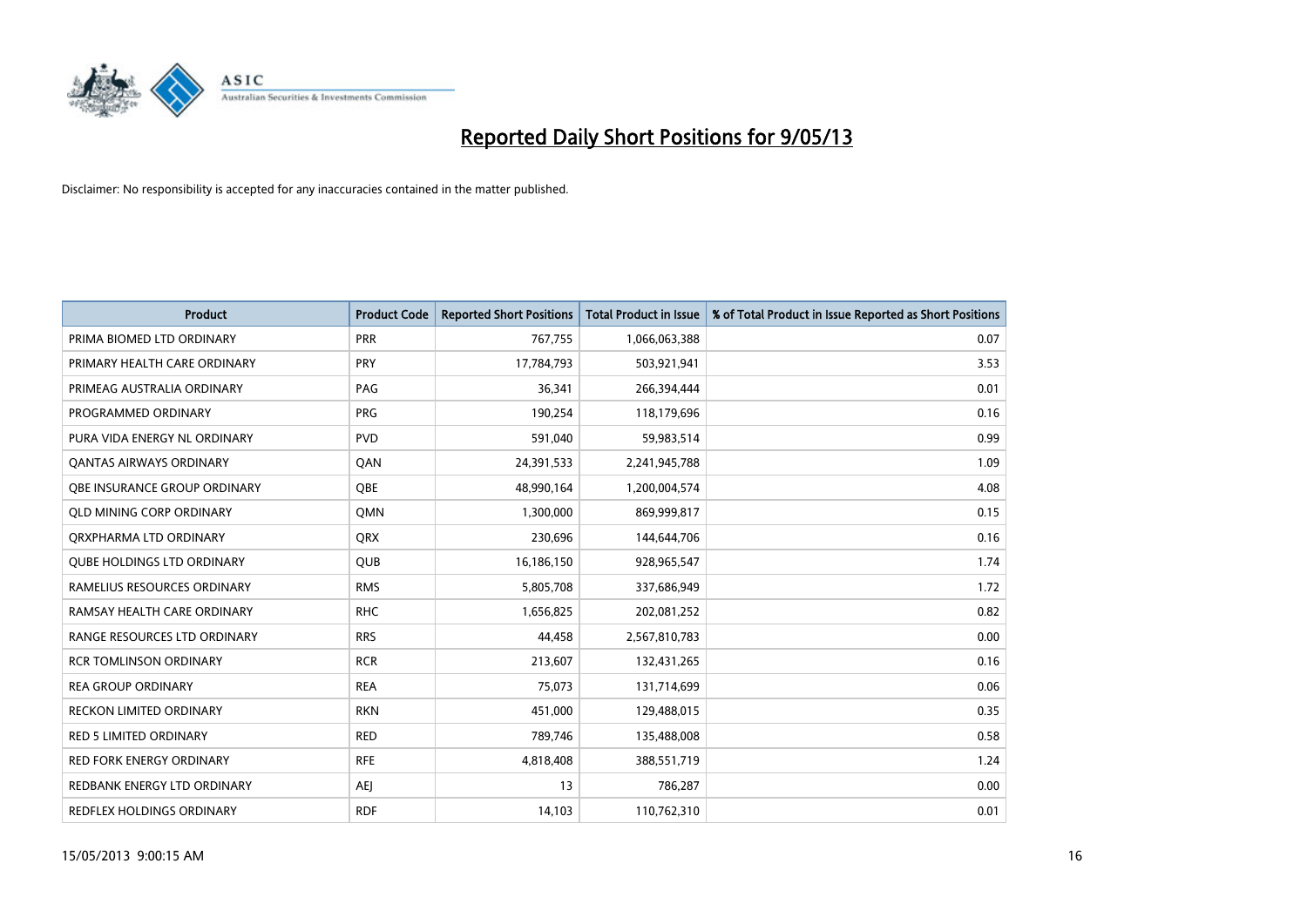# Reported Daily Short Positions for 9/05/13

Disclaimer: No responsibility is accepted for any inaccuracies contained in the matter published.

| Product | Product Code | Reported Short Positions | Total Product in Issue | % of Total Product in Issue Reported as Short Positions |
| --- | --- | --- | --- | --- |
| PRIMA BIOMED LTD ORDINARY | PRR | 767,755 | 1,066,063,388 | 0.07 |
| PRIMARY HEALTH CARE ORDINARY | PRY | 17,784,793 | 503,921,941 | 3.53 |
| PRIMEAG AUSTRALIA ORDINARY | PAG | 36,341 | 266,394,444 | 0.01 |
| PROGRAMMED ORDINARY | PRG | 190,254 | 118,179,696 | 0.16 |
| PURA VIDA ENERGY NL ORDINARY | PVD | 591,040 | 59,983,514 | 0.99 |
| QANTAS AIRWAYS ORDINARY | QAN | 24,391,533 | 2,241,945,788 | 1.09 |
| QBE INSURANCE GROUP ORDINARY | QBE | 48,990,164 | 1,200,004,574 | 4.08 |
| QLD MINING CORP ORDINARY | QMN | 1,300,000 | 869,999,817 | 0.15 |
| QRXPHARMA LTD ORDINARY | QRX | 230,696 | 144,644,706 | 0.16 |
| QUBE HOLDINGS LTD ORDINARY | QUB | 16,186,150 | 928,965,547 | 1.74 |
| RAMELIUS RESOURCES ORDINARY | RMS | 5,805,708 | 337,686,949 | 1.72 |
| RAMSAY HEALTH CARE ORDINARY | RHC | 1,656,825 | 202,081,252 | 0.82 |
| RANGE RESOURCES LTD ORDINARY | RRS | 44,458 | 2,567,810,783 | 0.00 |
| RCR TOMLINSON ORDINARY | RCR | 213,607 | 132,431,265 | 0.16 |
| REA GROUP ORDINARY | REA | 75,073 | 131,714,699 | 0.06 |
| RECKON LIMITED ORDINARY | RKN | 451,000 | 129,488,015 | 0.35 |
| RED 5 LIMITED ORDINARY | RED | 789,746 | 135,488,008 | 0.58 |
| RED FORK ENERGY ORDINARY | RFE | 4,818,408 | 388,551,719 | 1.24 |
| REDBANK ENERGY LTD ORDINARY | AEJ | 13 | 786,287 | 0.00 |
| REDFLEX HOLDINGS ORDINARY | RDF | 14,103 | 110,762,310 | 0.01 |

15/05/2013 9:00:15 AM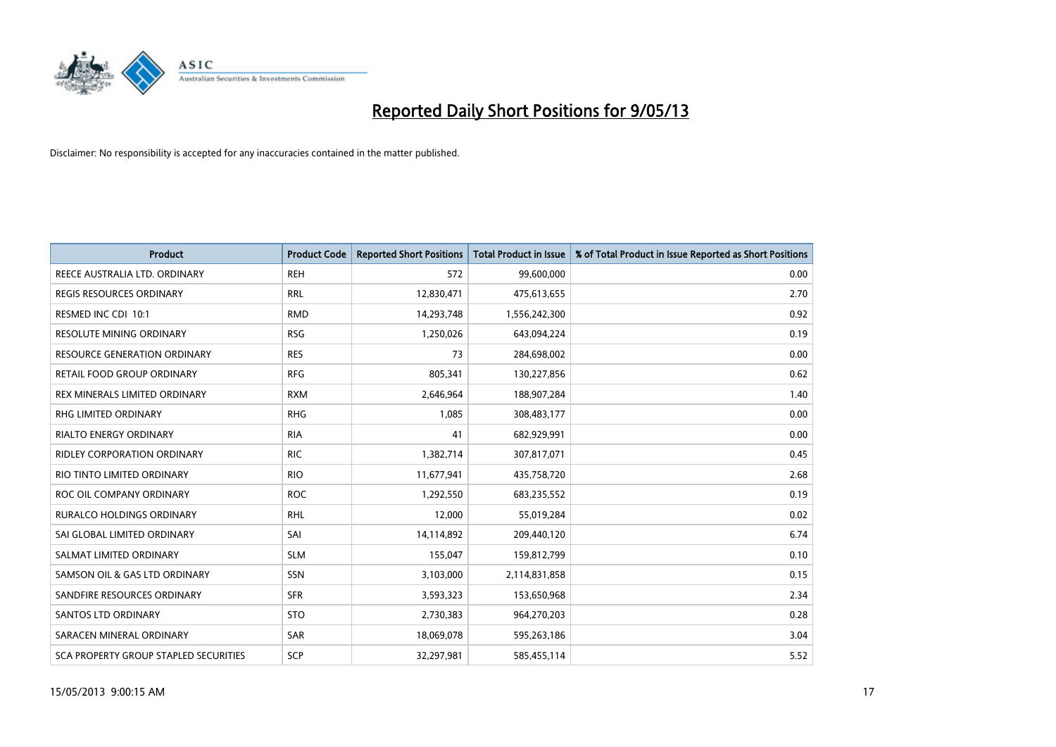# Reported Daily Short Positions for 9/05/13

Disclaimer: No responsibility is accepted for any inaccuracies contained in the matter published.

| Product | Product Code | Reported Short Positions | Total Product in Issue | % of Total Product in Issue Reported as Short Positions |
|---|---|---|---|---|
| REECE AUSTRALIA LTD. ORDINARY | REH | 572 | 99,600,000 | 0.00 |
| REGIS RESOURCES ORDINARY | RRL | 12,830,471 | 475,613,655 | 2.70 |
| RESMED INC CDI 10:1 | RMD | 14,293,748 | 1,556,242,300 | 0.92 |
| RESOLUTE MINING ORDINARY | RSG | 1,250,026 | 643,094,224 | 0.19 |
| RESOURCE GENERATION ORDINARY | RES | 73 | 284,698,002 | 0.00 |
| RETAIL FOOD GROUP ORDINARY | RFG | 805,341 | 130,227,856 | 0.62 |
| REX MINERALS LIMITED ORDINARY | RXM | 2,646,964 | 188,907,284 | 1.40 |
| RHG LIMITED ORDINARY | RHG | 1,085 | 308,483,177 | 0.00 |
| RIALTO ENERGY ORDINARY | RIA | 41 | 682,929,991 | 0.00 |
| RIDLEY CORPORATION ORDINARY | RIC | 1,382,714 | 307,817,071 | 0.45 |
| RIO TINTO LIMITED ORDINARY | RIO | 11,677,941 | 435,758,720 | 2.68 |
| ROC OIL COMPANY ORDINARY | ROC | 1,292,550 | 683,235,552 | 0.19 |
| RURALCO HOLDINGS ORDINARY | RHL | 12,000 | 55,019,284 | 0.02 |
| SAI GLOBAL LIMITED ORDINARY | SAI | 14,114,892 | 209,440,120 | 6.74 |
| SALMAT LIMITED ORDINARY | SLM | 155,047 | 159,812,799 | 0.10 |
| SAMSON OIL & GAS LTD ORDINARY | SSN | 3,103,000 | 2,114,831,858 | 0.15 |
| SANDFIRE RESOURCES ORDINARY | SFR | 3,593,323 | 153,650,968 | 2.34 |
| SANTOS LTD ORDINARY | STO | 2,730,383 | 964,270,203 | 0.28 |
| SARACEN MINERAL ORDINARY | SAR | 18,069,078 | 595,263,186 | 3.04 |
| SCA PROPERTY GROUP STAPLED SECURITIES | SCP | 32,297,981 | 585,455,114 | 5.52 |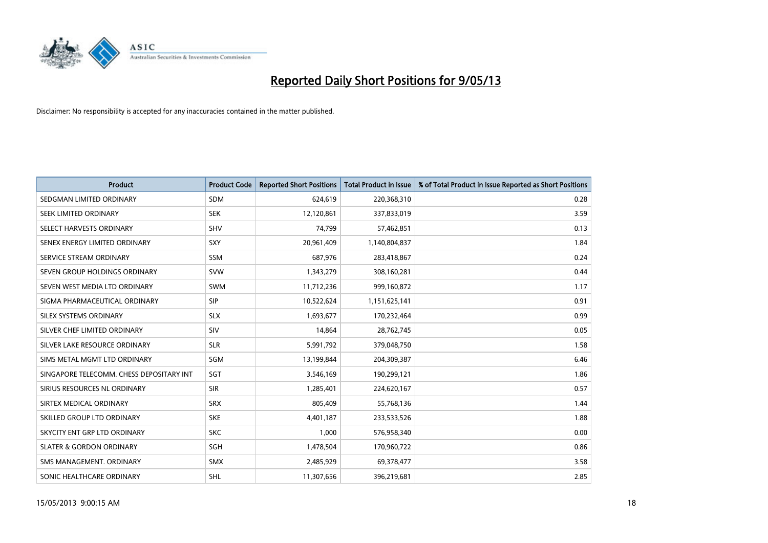# Reported Daily Short Positions for 9/05/13

Disclaimer: No responsibility is accepted for any inaccuracies contained in the matter published.

| Product | Product Code | Reported Short Positions | Total Product in Issue | % of Total Product in Issue Reported as Short Positions |
|---|---|---|---|---|
| SEDGMAN LIMITED ORDINARY | SDM | 624,619 | 220,368,310 | 0.28 |
| SEEK LIMITED ORDINARY | SEK | 12,120,861 | 337,833,019 | 3.59 |
| SELECT HARVESTS ORDINARY | SHV | 74,799 | 57,462,851 | 0.13 |
| SENEX ENERGY LIMITED ORDINARY | SXY | 20,961,409 | 1,140,804,837 | 1.84 |
| SERVICE STREAM ORDINARY | SSM | 687,976 | 283,418,867 | 0.24 |
| SEVEN GROUP HOLDINGS ORDINARY | SVW | 1,343,279 | 308,160,281 | 0.44 |
| SEVEN WEST MEDIA LTD ORDINARY | SWM | 11,712,236 | 999,160,872 | 1.17 |
| SIGMA PHARMACEUTICAL ORDINARY | SIP | 10,522,624 | 1,151,625,141 | 0.91 |
| SILEX SYSTEMS ORDINARY | SLX | 1,693,677 | 170,232,464 | 0.99 |
| SILVER CHEF LIMITED ORDINARY | SIV | 14,864 | 28,762,745 | 0.05 |
| SILVER LAKE RESOURCE ORDINARY | SLR | 5,991,792 | 379,048,750 | 1.58 |
| SIMS METAL MGMT LTD ORDINARY | SGM | 13,199,844 | 204,309,387 | 6.46 |
| SINGAPORE TELECOMM. CHESS DEPOSITARY INT | SGT | 3,546,169 | 190,299,121 | 1.86 |
| SIRIUS RESOURCES NL ORDINARY | SIR | 1,285,401 | 224,620,167 | 0.57 |
| SIRTEX MEDICAL ORDINARY | SRX | 805,409 | 55,768,136 | 1.44 |
| SKILLED GROUP LTD ORDINARY | SKE | 4,401,187 | 233,533,526 | 1.88 |
| SKYCITY ENT GRP LTD ORDINARY | SKC | 1,000 | 576,958,340 | 0.00 |
| SLATER & GORDON ORDINARY | SGH | 1,478,504 | 170,960,722 | 0.86 |
| SMS MANAGEMENT. ORDINARY | SMX | 2,485,929 | 69,378,477 | 3.58 |
| SONIC HEALTHCARE ORDINARY | SHL | 11,307,656 | 396,219,681 | 2.85 |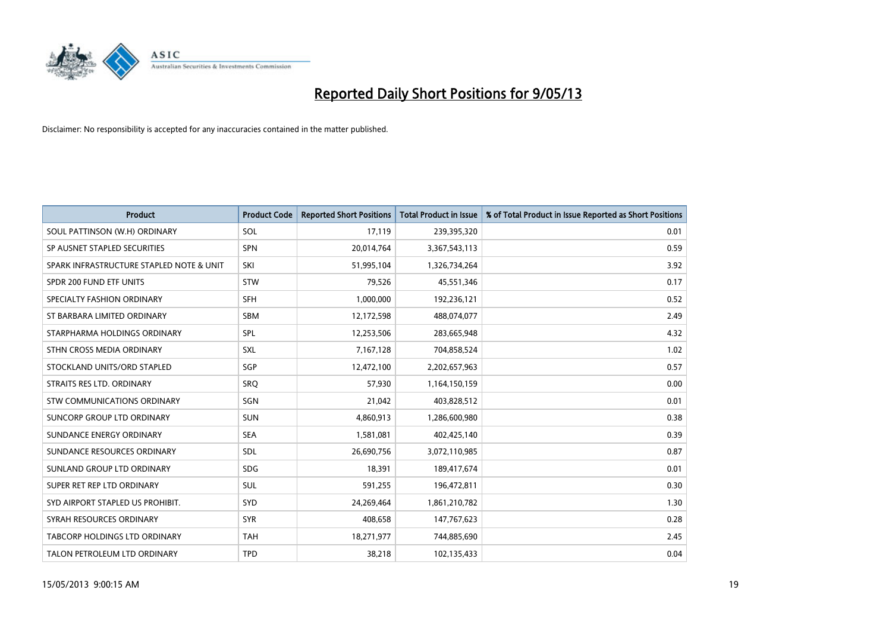# Reported Daily Short Positions for 9/05/13

Disclaimer: No responsibility is accepted for any inaccuracies contained in the matter published.

| Product | Product Code | Reported Short Positions | Total Product in Issue | % of Total Product in Issue Reported as Short Positions |
|---|---|---|---|---|
| SOUL PATTINSON (W.H) ORDINARY | SOL | 17,119 | 239,395,320 | 0.01 |
| SP AUSNET STAPLED SECURITIES | SPN | 20,014,764 | 3,367,543,113 | 0.59 |
| SPARK INFRASTRUCTURE STAPLED NOTE & UNIT | SKI | 51,995,104 | 1,326,734,264 | 3.92 |
| SPDR 200 FUND ETF UNITS | STW | 79,526 | 45,551,346 | 0.17 |
| SPECIALTY FASHION ORDINARY | SFH | 1,000,000 | 192,236,121 | 0.52 |
| ST BARBARA LIMITED ORDINARY | SBM | 12,172,598 | 488,074,077 | 2.49 |
| STARPHARMA HOLDINGS ORDINARY | SPL | 12,253,506 | 283,665,948 | 4.32 |
| STHN CROSS MEDIA ORDINARY | SXL | 7,167,128 | 704,858,524 | 1.02 |
| STOCKLAND UNITS/ORD STAPLED | SGP | 12,472,100 | 2,202,657,963 | 0.57 |
| STRAITS RES LTD. ORDINARY | SRQ | 57,930 | 1,164,150,159 | 0.00 |
| STW COMMUNICATIONS ORDINARY | SGN | 21,042 | 403,828,512 | 0.01 |
| SUNCORP GROUP LTD ORDINARY | SUN | 4,860,913 | 1,286,600,980 | 0.38 |
| SUNDANCE ENERGY ORDINARY | SEA | 1,581,081 | 402,425,140 | 0.39 |
| SUNDANCE RESOURCES ORDINARY | SDL | 26,690,756 | 3,072,110,985 | 0.87 |
| SUNLAND GROUP LTD ORDINARY | SDG | 18,391 | 189,417,674 | 0.01 |
| SUPER RET REP LTD ORDINARY | SUL | 591,255 | 196,472,811 | 0.30 |
| SYD AIRPORT STAPLED US PROHIBIT. | SYD | 24,269,464 | 1,861,210,782 | 1.30 |
| SYRAH RESOURCES ORDINARY | SYR | 408,658 | 147,767,623 | 0.28 |
| TABCORP HOLDINGS LTD ORDINARY | TAH | 18,271,977 | 744,885,690 | 2.45 |
| TALON PETROLEUM LTD ORDINARY | TPD | 38,218 | 102,135,433 | 0.04 |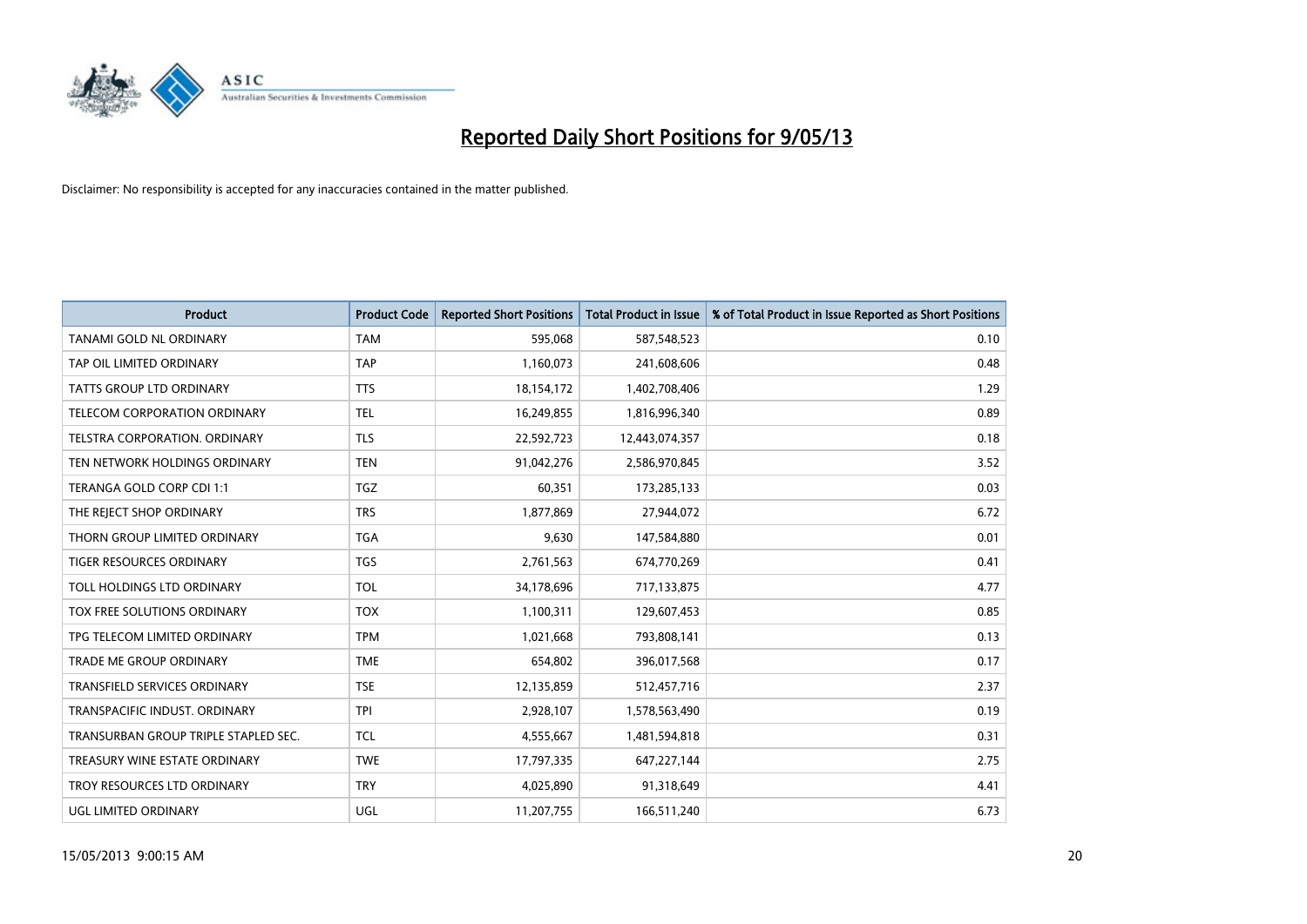# Reported Daily Short Positions for 9/05/13

Disclaimer: No responsibility is accepted for any inaccuracies contained in the matter published.

| Product | Product Code | Reported Short Positions | Total Product in Issue | % of Total Product in Issue Reported as Short Positions |
|---|---|---|---|---|
| TANAMI GOLD NL ORDINARY | TAM | 595,068 | 587,548,523 | 0.10 |
| TAP OIL LIMITED ORDINARY | TAP | 1,160,073 | 241,608,606 | 0.48 |
| TATTS GROUP LTD ORDINARY | TTS | 18,154,172 | 1,402,708,406 | 1.29 |
| TELECOM CORPORATION ORDINARY | TEL | 16,249,855 | 1,816,996,340 | 0.89 |
| TELSTRA CORPORATION. ORDINARY | TLS | 22,592,723 | 12,443,074,357 | 0.18 |
| TEN NETWORK HOLDINGS ORDINARY | TEN | 91,042,276 | 2,586,970,845 | 3.52 |
| TERANGA GOLD CORP CDI 1:1 | TGZ | 60,351 | 173,285,133 | 0.03 |
| THE REJECT SHOP ORDINARY | TRS | 1,877,869 | 27,944,072 | 6.72 |
| THORN GROUP LIMITED ORDINARY | TGA | 9,630 | 147,584,880 | 0.01 |
| TIGER RESOURCES ORDINARY | TGS | 2,761,563 | 674,770,269 | 0.41 |
| TOLL HOLDINGS LTD ORDINARY | TOL | 34,178,696 | 717,133,875 | 4.77 |
| TOX FREE SOLUTIONS ORDINARY | TOX | 1,100,311 | 129,607,453 | 0.85 |
| TPG TELECOM LIMITED ORDINARY | TPM | 1,021,668 | 793,808,141 | 0.13 |
| TRADE ME GROUP ORDINARY | TME | 654,802 | 396,017,568 | 0.17 |
| TRANSFIELD SERVICES ORDINARY | TSE | 12,135,859 | 512,457,716 | 2.37 |
| TRANSPACIFIC INDUST. ORDINARY | TPI | 2,928,107 | 1,578,563,490 | 0.19 |
| TRANSURBAN GROUP TRIPLE STAPLED SEC. | TCL | 4,555,667 | 1,481,594,818 | 0.31 |
| TREASURY WINE ESTATE ORDINARY | TWE | 17,797,335 | 647,227,144 | 2.75 |
| TROY RESOURCES LTD ORDINARY | TRY | 4,025,890 | 91,318,649 | 4.41 |
| UGL LIMITED ORDINARY | UGL | 11,207,755 | 166,511,240 | 6.73 |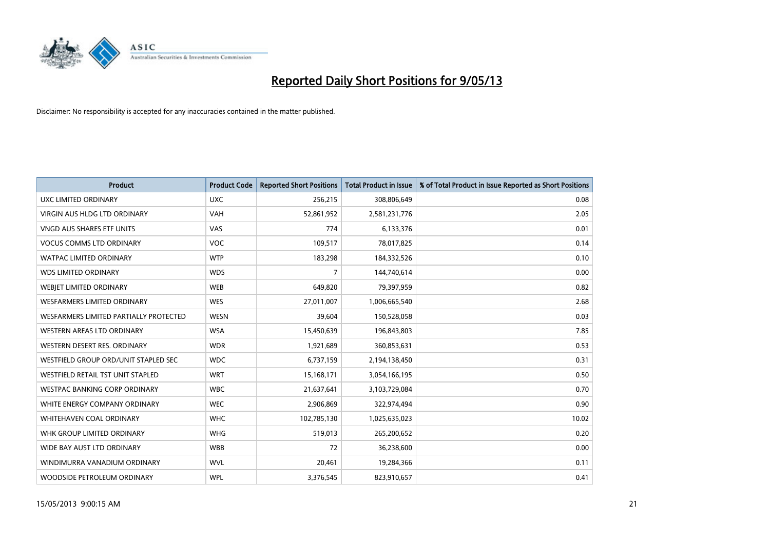# Reported Daily Short Positions for 9/05/13

Disclaimer: No responsibility is accepted for any inaccuracies contained in the matter published.

| Product | Product Code | Reported Short Positions | Total Product in Issue | % of Total Product in Issue Reported as Short Positions |
|---|---|---|---|---|
| UXC LIMITED ORDINARY | UXC | 256,215 | 308,806,649 | 0.08 |
| VIRGIN AUS HLDG LTD ORDINARY | VAH | 52,861,952 | 2,581,231,776 | 2.05 |
| VNGD AUS SHARES ETF UNITS | VAS | 774 | 6,133,376 | 0.01 |
| VOCUS COMMS LTD ORDINARY | VOC | 109,517 | 78,017,825 | 0.14 |
| WATPAC LIMITED ORDINARY | WTP | 183,298 | 184,332,526 | 0.10 |
| WDS LIMITED ORDINARY | WDS | 7 | 144,740,614 | 0.00 |
| WEBJET LIMITED ORDINARY | WEB | 649,820 | 79,397,959 | 0.82 |
| WESFARMERS LIMITED ORDINARY | WES | 27,011,007 | 1,006,665,540 | 2.68 |
| WESFARMERS LIMITED PARTIALLY PROTECTED | WESN | 39,604 | 150,528,058 | 0.03 |
| WESTERN AREAS LTD ORDINARY | WSA | 15,450,639 | 196,843,803 | 7.85 |
| WESTERN DESERT RES. ORDINARY | WDR | 1,921,689 | 360,853,631 | 0.53 |
| WESTFIELD GROUP ORD/UNIT STAPLED SEC | WDC | 6,737,159 | 2,194,138,450 | 0.31 |
| WESTFIELD RETAIL TST UNIT STAPLED | WRT | 15,168,171 | 3,054,166,195 | 0.50 |
| WESTPAC BANKING CORP ORDINARY | WBC | 21,637,641 | 3,103,729,084 | 0.70 |
| WHITE ENERGY COMPANY ORDINARY | WEC | 2,906,869 | 322,974,494 | 0.90 |
| WHITEHAVEN COAL ORDINARY | WHC | 102,785,130 | 1,025,635,023 | 10.02 |
| WHK GROUP LIMITED ORDINARY | WHG | 519,013 | 265,200,652 | 0.20 |
| WIDE BAY AUST LTD ORDINARY | WBB | 72 | 36,238,600 | 0.00 |
| WINDIMURRA VANADIUM ORDINARY | WVL | 20,461 | 19,284,366 | 0.11 |
| WOODSIDE PETROLEUM ORDINARY | WPL | 3,376,545 | 823,910,657 | 0.41 |

15/05/2013 9:00:15 AM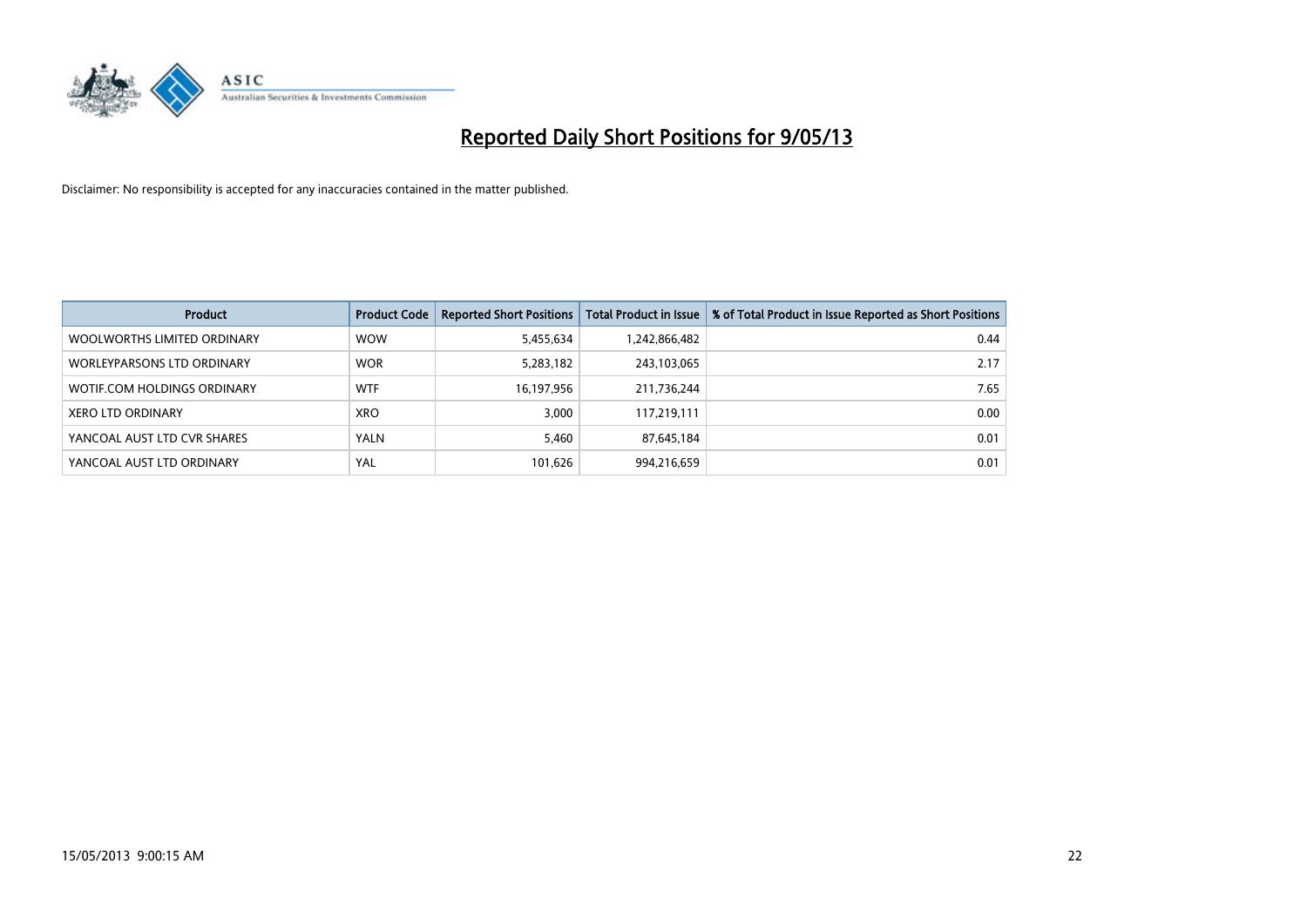# Reported Daily Short Positions for 9/05/13

Disclaimer: No responsibility is accepted for any inaccuracies contained in the matter published.

| Product | Product Code | Reported Short Positions | Total Product in Issue | % of Total Product in Issue Reported as Short Positions |
|---|---|---|---|---|
| WOOLWORTHS LIMITED ORDINARY | WOW | 5,455,634 | 1,242,866,482 | 0.44 |
| WORLEYPARSONS LTD ORDINARY | WOR | 5,283,182 | 243,103,065 | 2.17 |
| WOTIF.COM HOLDINGS ORDINARY | WTF | 16,197,956 | 211,736,244 | 7.65 |
| XERO LTD ORDINARY | XRO | 3,000 | 117,219,111 | 0.00 |
| YANCOAL AUST LTD CVR SHARES | YALN | 5,460 | 87,645,184 | 0.01 |
| YANCOAL AUST LTD ORDINARY | YAL | 101,626 | 994,216,659 | 0.01 |

15/05/2013 9:00:15 AM